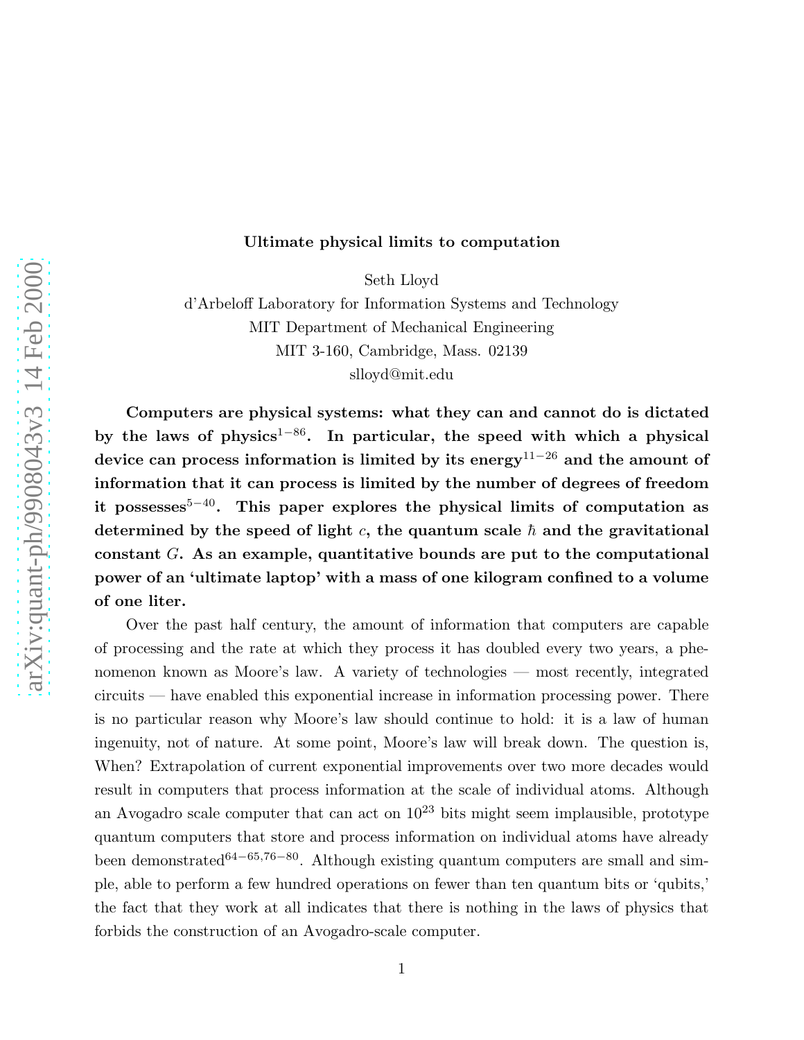# Ultimate physical limits to computation

Seth Lloyd

d'Arbeloff Laboratory for Information Systems and Technology

MIT Department of Mechanical Engineering

MIT 3-160, Cambridge, Mass. 02139

slloyd@mit.edu

**Computers are physical systems: what they can and cannot do is dictated by the laws of physics[1−86]. In particular, the speed with which a physical device can process information is limited by its energy[11−26] and the amount of information that it can process is limited by the number of degrees of freedom it possesses[5−40]. This paper explores the physical limits of computation as determined by the speed of light $c$, the quantum scale $\hbar$ and the gravitational constant $G$. As an example, quantitative bounds are put to the computational power of an 'ultimate laptop' with a mass of one kilogram confined to a volume of one liter.**

Over the past half century, the amount of information that computers are capable of processing and the rate at which they process it has doubled every two years, a phenomenon known as Moore's law. A variety of technologies — most recently, integrated circuits — have enabled this exponential increase in information processing power. There is no particular reason why Moore's law should continue to hold: it is a law of human ingenuity, not of nature. At some point, Moore's law will break down. The question is, When? Extrapolation of current exponential improvements over two more decades would result in computers that process information at the scale of individual atoms. Although an Avogadro scale computer that can act on $10^{23}$ bits might seem implausible, prototype quantum computers that store and process information on individual atoms have already been demonstrated[64−65,76−80]. Although existing quantum computers are small and simple, able to perform a few hundred operations on fewer than ten quantum bits or 'qubits,' the fact that they work at all indicates that there is nothing in the laws of physics that forbids the construction of an Avogadro-scale computer.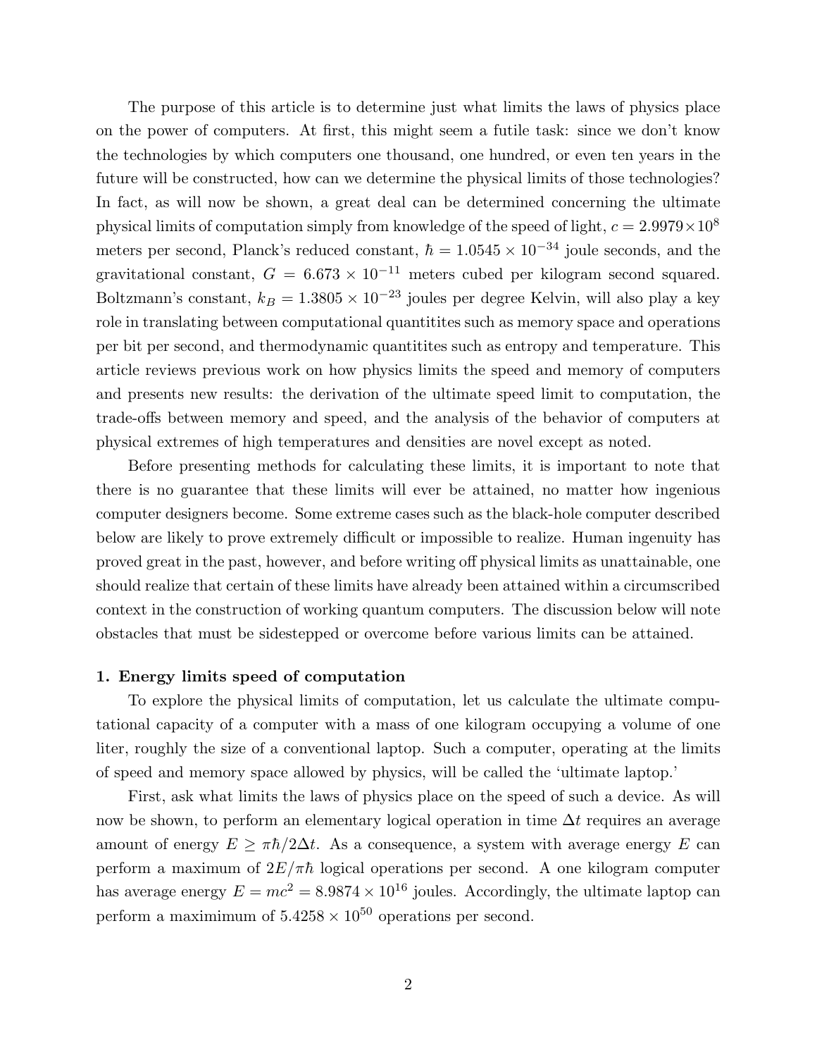The purpose of this article is to determine just what limits the laws of physics place on the power of computers. At first, this might seem a futile task: since we don't know the technologies by which computers one thousand, one hundred, or even ten years in the future will be constructed, how can we determine the physical limits of those technologies? In fact, as will now be shown, a great deal can be determined concerning the ultimate physical limits of computation simply from knowledge of the speed of light, $c = 2.9979 \times 10^8$ meters per second, Planck's reduced constant, $\hbar = 1.0545 \times 10^{-34}$ joule seconds, and the gravitational constant, $G = 6.673 \times 10^{-11}$ meters cubed per kilogram second squared. Boltzmann's constant, $k_B = 1.3805 \times 10^{-23}$ joules per degree Kelvin, will also play a key role in translating between computational quantitites such as memory space and operations per bit per second, and thermodynamic quantitites such as entropy and temperature. This article reviews previous work on how physics limits the speed and memory of computers and presents new results: the derivation of the ultimate speed limit to computation, the trade-offs between memory and speed, and the analysis of the behavior of computers at physical extremes of high temperatures and densities are novel except as noted.

Before presenting methods for calculating these limits, it is important to note that there is no guarantee that these limits will ever be attained, no matter how ingenious computer designers become. Some extreme cases such as the black-hole computer described below are likely to prove extremely difficult or impossible to realize. Human ingenuity has proved great in the past, however, and before writing off physical limits as unattainable, one should realize that certain of these limits have already been attained within a circumscribed context in the construction of working quantum computers. The discussion below will note obstacles that must be sidestepped or overcome before various limits can be attained.

**1. Energy limits speed of computation**

To explore the physical limits of computation, let us calculate the ultimate computational capacity of a computer with a mass of one kilogram occupying a volume of one liter, roughly the size of a conventional laptop. Such a computer, operating at the limits of speed and memory space allowed by physics, will be called the 'ultimate laptop.'

First, ask what limits the laws of physics place on the speed of such a device. As will now be shown, to perform an elementary logical operation in time $\Delta t$ requires an average amount of energy $E \geq \pi\hbar/2\Delta t$. As a consequence, a system with average energy $E$ can perform a maximum of $2E/\pi\hbar$ logical operations per second. A one kilogram computer has average energy $E = mc^2 = 8.9874 \times 10^{16}$ joules. Accordingly, the ultimate laptop can perform a maximimum of $5.4258 \times 10^{50}$ operations per second.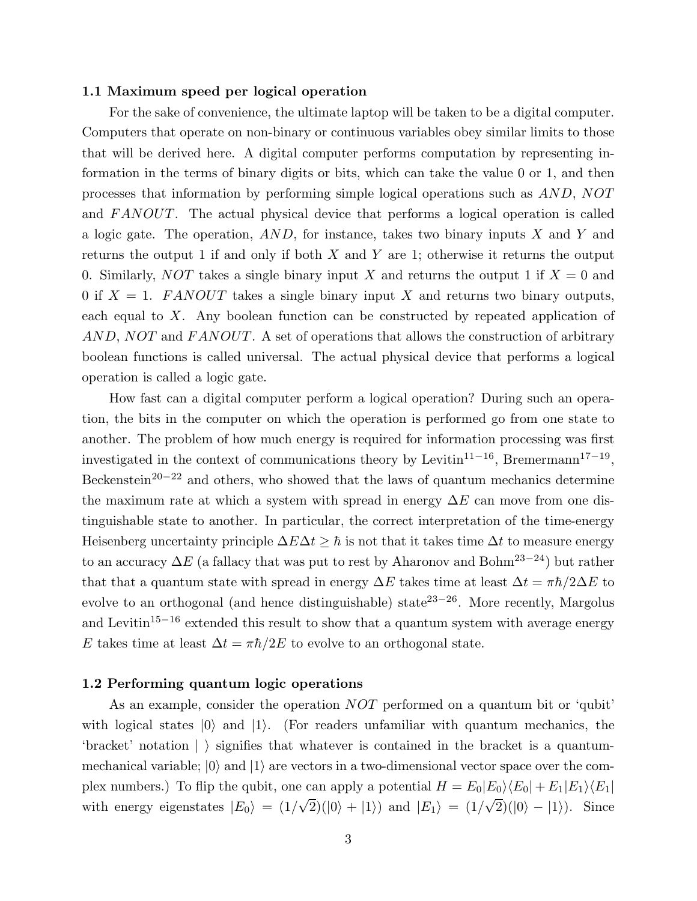### 1.1 Maximum speed per logical operation

For the sake of convenience, the ultimate laptop will be taken to be a digital computer. Computers that operate on non-binary or continuous variables obey similar limits to those that will be derived here. A digital computer performs computation by representing information in the terms of binary digits or bits, which can take the value 0 or 1, and then processes that information by performing simple logical operations such as $AND$, $NOT$ and $FANOUT$. The actual physical device that performs a logical operation is called a logic gate. The operation, $AND$, for instance, takes two binary inputs $X$ and $Y$ and returns the output 1 if and only if both $X$ and $Y$ are 1; otherwise it returns the output 0. Similarly, $NOT$ takes a single binary input $X$ and returns the output 1 if $X = 0$ and 0 if $X = 1$. $FANOUT$ takes a single binary input $X$ and returns two binary outputs, each equal to $X$. Any boolean function can be constructed by repeated application of $AND$, $NOT$ and $FANOUT$. A set of operations that allows the construction of arbitrary boolean functions is called universal. The actual physical device that performs a logical operation is called a logic gate.

How fast can a digital computer perform a logical operation? During such an operation, the bits in the computer on which the operation is performed go from one state to another. The problem of how much energy is required for information processing was first investigated in the context of communications theory by Levitin[11−16], Bremermann[17−19], Beckenstein[20−22] and others, who showed that the laws of quantum mechanics determine the maximum rate at which a system with spread in energy $\Delta E$ can move from one distinguishable state to another. In particular, the correct interpretation of the time-energy Heisenberg uncertainty principle $\Delta E \Delta t \geq \hbar$ is not that it takes time $\Delta t$ to measure energy to an accuracy $\Delta E$ (a fallacy that was put to rest by Aharonov and Bohm[23−24]) but rather that that a quantum state with spread in energy $\Delta E$ takes time at least $\Delta t = \pi\hbar/2\Delta E$ to evolve to an orthogonal (and hence distinguishable) state[23−26]. More recently, Margolus and Levitin[15−16] extended this result to show that a quantum system with average energy $E$ takes time at least $\Delta t = \pi\hbar/2E$ to evolve to an orthogonal state.

### 1.2 Performing quantum logic operations

As an example, consider the operation $NOT$ performed on a quantum bit or 'qubit' with logical states $|0\rangle$ and $|1\rangle$. (For readers unfamiliar with quantum mechanics, the 'bracket' notation $|\ \rangle$ signifies that whatever is contained in the bracket is a quantum-mechanical variable; $|0\rangle$ and $|1\rangle$ are vectors in a two-dimensional vector space over the complex numbers.) To flip the qubit, one can apply a potential $H = E_0|E_0\rangle\langle E_0| + E_1|E_1\rangle\langle E_1|$ with energy eigenstates $|E_0\rangle = (1/\sqrt{2})(|0\rangle + |1\rangle)$ and $|E_1\rangle = (1/\sqrt{2})(|0\rangle - |1\rangle)$. Since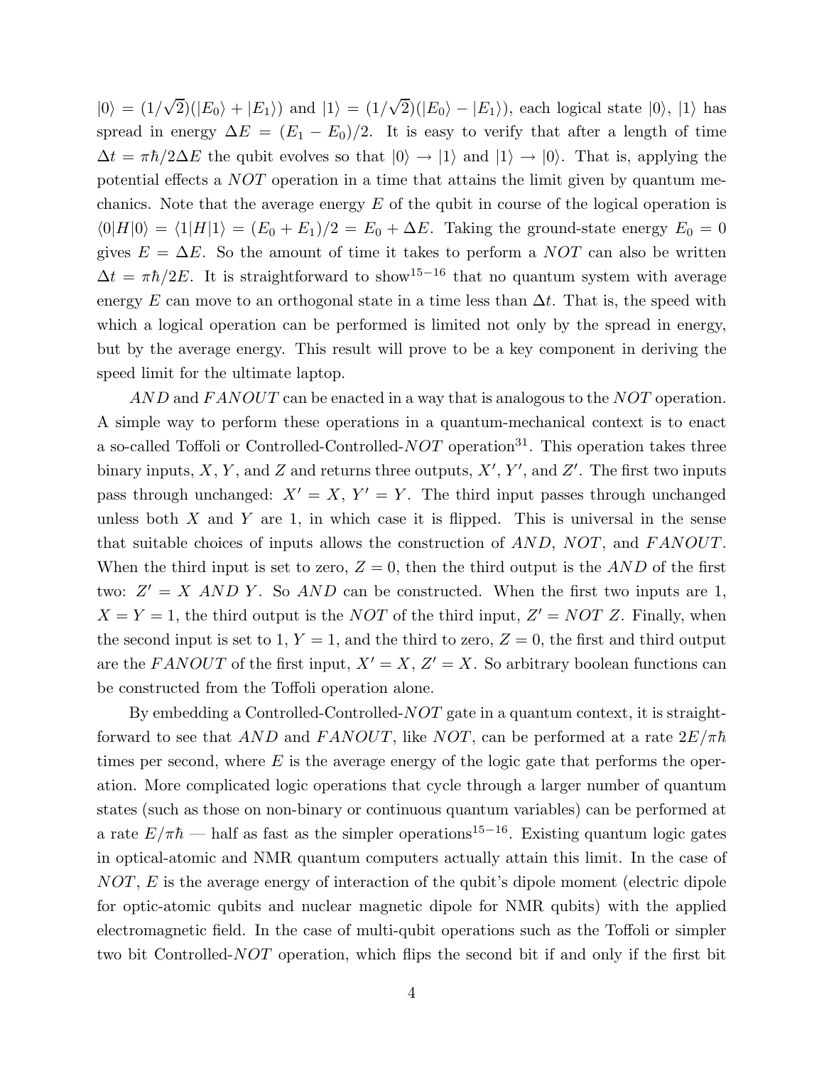$|0\rangle = (1/\sqrt{2})(|E_0\rangle + |E_1\rangle)$ and $|1\rangle = (1/\sqrt{2})(|E_0\rangle - |E_1\rangle)$, each logical state $|0\rangle$, $|1\rangle$ has spread in energy $\Delta E = (E_1 - E_0)/2$. It is easy to verify that after a length of time $\Delta t = \pi\hbar/2\Delta E$ the qubit evolves so that $|0\rangle \to |1\rangle$ and $|1\rangle \to |0\rangle$. That is, applying the potential effects a $NOT$ operation in a time that attains the limit given by quantum mechanics. Note that the average energy $E$ of the qubit in course of the logical operation is $\langle 0|H|0\rangle = \langle 1|H|1\rangle = (E_0 + E_1)/2 = E_0 + \Delta E$. Taking the ground-state energy $E_0 = 0$ gives $E = \Delta E$. So the amount of time it takes to perform a $NOT$ can also be written $\Delta t = \pi\hbar/2E$. It is straightforward to show[15–16] that no quantum system with average energy $E$ can move to an orthogonal state in a time less than $\Delta t$. That is, the speed with which a logical operation can be performed is limited not only by the spread in energy, but by the average energy. This result will prove to be a key component in deriving the speed limit for the ultimate laptop.

$AND$ and $FANOUT$ can be enacted in a way that is analogous to the $NOT$ operation. A simple way to perform these operations in a quantum-mechanical context is to enact a so-called Toffoli or Controlled-Controlled-$NOT$ operation[31]. This operation takes three binary inputs, $X$, $Y$, and $Z$ and returns three outputs, $X'$, $Y'$, and $Z'$. The first two inputs pass through unchanged: $X' = X$, $Y' = Y$. The third input passes through unchanged unless both $X$ and $Y$ are 1, in which case it is flipped. This is universal in the sense that suitable choices of inputs allows the construction of $AND$, $NOT$, and $FANOUT$. When the third input is set to zero, $Z = 0$, then the third output is the $AND$ of the first two: $Z' = X\ AND\ Y$. So $AND$ can be constructed. When the first two inputs are 1, $X = Y = 1$, the third output is the $NOT$ of the third input, $Z' = NOT\ Z$. Finally, when the second input is set to 1, $Y = 1$, and the third to zero, $Z = 0$, the first and third output are the $FANOUT$ of the first input, $X' = X$, $Z' = X$. So arbitrary boolean functions can be constructed from the Toffoli operation alone.

By embedding a Controlled-Controlled-$NOT$ gate in a quantum context, it is straightforward to see that $AND$ and $FANOUT$, like $NOT$, can be performed at a rate $2E/\pi\hbar$ times per second, where $E$ is the average energy of the logic gate that performs the operation. More complicated logic operations that cycle through a larger number of quantum states (such as those on non-binary or continuous quantum variables) can be performed at a rate $E/\pi\hbar$ — half as fast as the simpler operations[15–16]. Existing quantum logic gates in optical-atomic and NMR quantum computers actually attain this limit. In the case of $NOT$, $E$ is the average energy of interaction of the qubit's dipole moment (electric dipole for optic-atomic qubits and nuclear magnetic dipole for NMR qubits) with the applied electromagnetic field. In the case of multi-qubit operations such as the Toffoli or simpler two bit Controlled-$NOT$ operation, which flips the second bit if and only if the first bit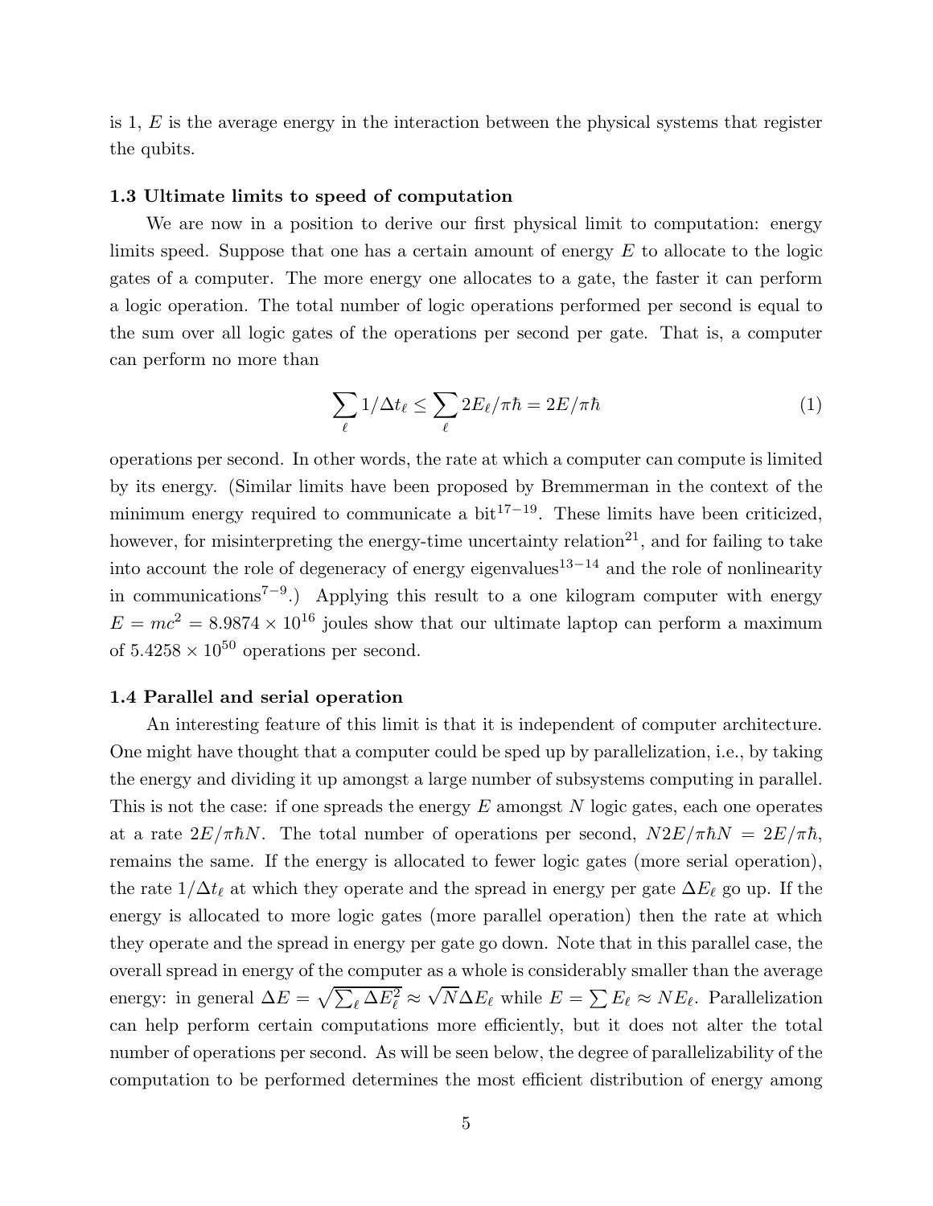is 1, $E$ is the average energy in the interaction between the physical systems that register the qubits.

### 1.3 Ultimate limits to speed of computation

We are now in a position to derive our first physical limit to computation: energy limits speed. Suppose that one has a certain amount of energy $E$ to allocate to the logic gates of a computer. The more energy one allocates to a gate, the faster it can perform a logic operation. The total number of logic operations performed per second is equal to the sum over all logic gates of the operations per second per gate. That is, a computer can perform no more than

$$\sum_{\ell} 1/\Delta t_{\ell} \leq \sum_{\ell} 2E_{\ell}/\pi\hbar = 2E/\pi\hbar \tag{1}$$

operations per second. In other words, the rate at which a computer can compute is limited by its energy. (Similar limits have been proposed by Bremmerman in the context of the minimum energy required to communicate a bit[17−19]. These limits have been criticized, however, for misinterpreting the energy-time uncertainty relation[21], and for failing to take into account the role of degeneracy of energy eigenvalues[13−14] and the role of nonlinearity in communications[7−9].) Applying this result to a one kilogram computer with energy $E = mc^2 = 8.9874 \times 10^{16}$ joules show that our ultimate laptop can perform a maximum of $5.4258 \times 10^{50}$ operations per second.

### 1.4 Parallel and serial operation

An interesting feature of this limit is that it is independent of computer architecture. One might have thought that a computer could be sped up by parallelization, i.e., by taking the energy and dividing it up amongst a large number of subsystems computing in parallel. This is not the case: if one spreads the energy $E$ amongst $N$ logic gates, each one operates at a rate $2E/\pi\hbar N$. The total number of operations per second, $N 2E/\pi\hbar N = 2E/\pi\hbar$, remains the same. If the energy is allocated to fewer logic gates (more serial operation), the rate $1/\Delta t_{\ell}$ at which they operate and the spread in energy per gate $\Delta E_{\ell}$ go up. If the energy is allocated to more logic gates (more parallel operation) then the rate at which they operate and the spread in energy per gate go down. Note that in this parallel case, the overall spread in energy of the computer as a whole is considerably smaller than the average energy: in general $\Delta E = \sqrt{\sum_{\ell} \Delta E_{\ell}^2} \approx \sqrt{N} \Delta E_{\ell}$ while $E = \sum E_{\ell} \approx N E_{\ell}$. Parallelization can help perform certain computations more efficiently, but it does not alter the total number of operations per second. As will be seen below, the degree of parallelizability of the computation to be performed determines the most efficient distribution of energy among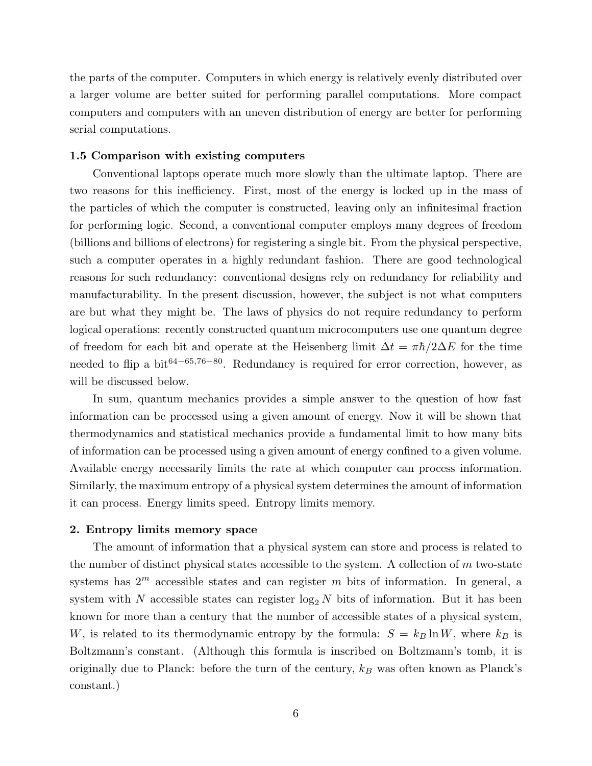the parts of the computer. Computers in which energy is relatively evenly distributed over a larger volume are better suited for performing parallel computations. More compact computers and computers with an uneven distribution of energy are better for performing serial computations.

### 1.5 Comparison with existing computers

Conventional laptops operate much more slowly than the ultimate laptop. There are two reasons for this inefficiency. First, most of the energy is locked up in the mass of the particles of which the computer is constructed, leaving only an infinitesimal fraction for performing logic. Second, a conventional computer employs many degrees of freedom (billions and billions of electrons) for registering a single bit. From the physical perspective, such a computer operates in a highly redundant fashion. There are good technological reasons for such redundancy: conventional designs rely on redundancy for reliability and manufacturability. In the present discussion, however, the subject is not what computers are but what they might be. The laws of physics do not require redundancy to perform logical operations: recently constructed quantum microcomputers use one quantum degree of freedom for each bit and operate at the Heisenberg limit $\Delta t = \pi\hbar/2\Delta E$ for the time needed to flip a bit[64−65,76−80]. Redundancy is required for error correction, however, as will be discussed below.

In sum, quantum mechanics provides a simple answer to the question of how fast information can be processed using a given amount of energy. Now it will be shown that thermodynamics and statistical mechanics provide a fundamental limit to how many bits of information can be processed using a given amount of energy confined to a given volume. Available energy necessarily limits the rate at which computer can process information. Similarly, the maximum entropy of a physical system determines the amount of information it can process. Energy limits speed. Entropy limits memory.

## 2. Entropy limits memory space

The amount of information that a physical system can store and process is related to the number of distinct physical states accessible to the system. A collection of $m$ two-state systems has $2^m$ accessible states and can register $m$ bits of information. In general, a system with $N$ accessible states can register $\log_2 N$ bits of information. But it has been known for more than a century that the number of accessible states of a physical system, $W$, is related to its thermodynamic entropy by the formula: $S = k_B \ln W$, where $k_B$ is Boltzmann's constant. (Although this formula is inscribed on Boltzmann's tomb, it is originally due to Planck: before the turn of the century, $k_B$ was often known as Planck's constant.)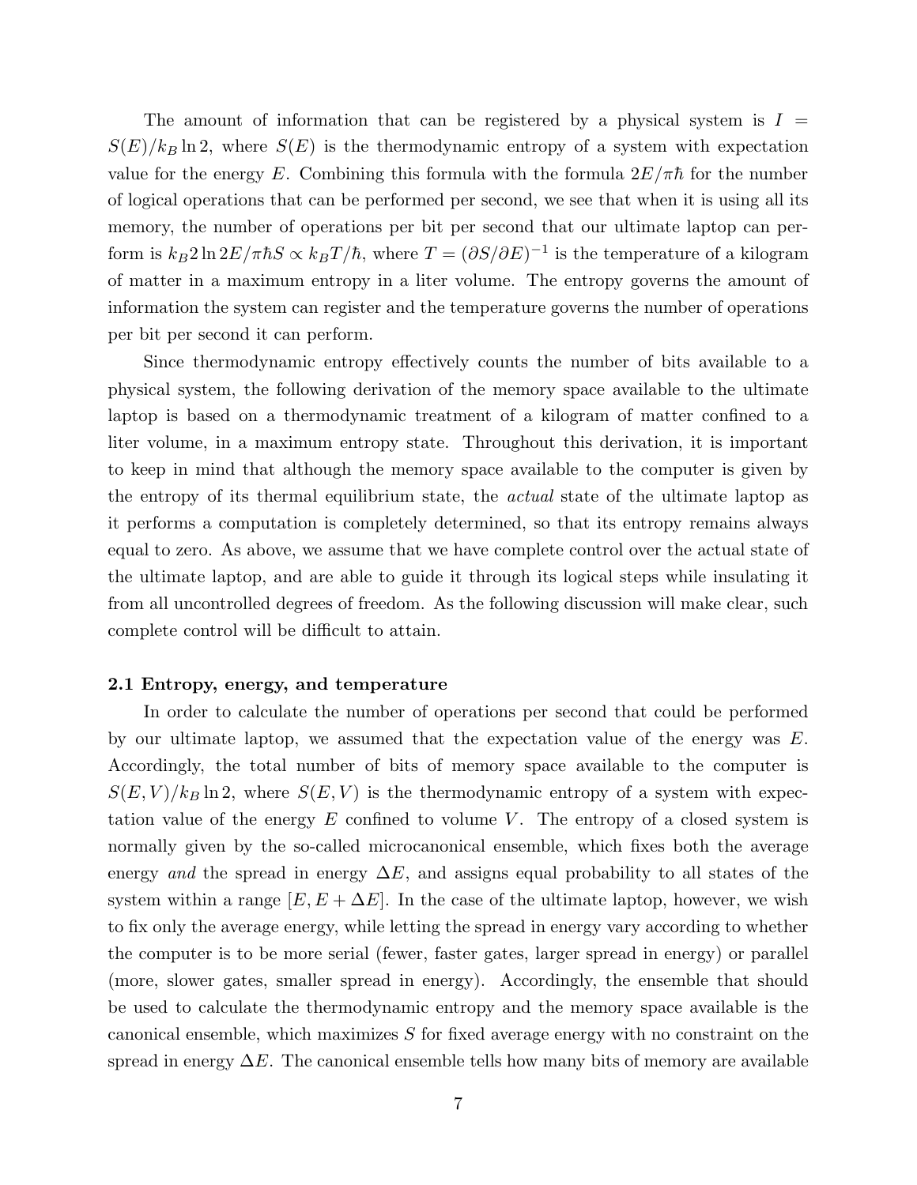The amount of information that can be registered by a physical system is $I = S(E)/k_B \ln 2$, where $S(E)$ is the thermodynamic entropy of a system with expectation value for the energy $E$. Combining this formula with the formula $2E/\pi\hbar$ for the number of logical operations that can be performed per second, we see that when it is using all its memory, the number of operations per bit per second that our ultimate laptop can perform is $k_B 2 \ln 2E/\pi\hbar S \propto k_B T/\hbar$, where $T = (\partial S/\partial E)^{-1}$ is the temperature of a kilogram of matter in a maximum entropy in a liter volume. The entropy governs the amount of information the system can register and the temperature governs the number of operations per bit per second it can perform.

Since thermodynamic entropy effectively counts the number of bits available to a physical system, the following derivation of the memory space available to the ultimate laptop is based on a thermodynamic treatment of a kilogram of matter confined to a liter volume, in a maximum entropy state. Throughout this derivation, it is important to keep in mind that although the memory space available to the computer is given by the entropy of its thermal equilibrium state, the *actual* state of the ultimate laptop as it performs a computation is completely determined, so that its entropy remains always equal to zero. As above, we assume that we have complete control over the actual state of the ultimate laptop, and are able to guide it through its logical steps while insulating it from all uncontrolled degrees of freedom. As the following discussion will make clear, such complete control will be difficult to attain.

### 2.1 Entropy, energy, and temperature

In order to calculate the number of operations per second that could be performed by our ultimate laptop, we assumed that the expectation value of the energy was $E$. Accordingly, the total number of bits of memory space available to the computer is $S(E, V)/k_B \ln 2$, where $S(E, V)$ is the thermodynamic entropy of a system with expectation value of the energy $E$ confined to volume $V$. The entropy of a closed system is normally given by the so-called microcanonical ensemble, which fixes both the average energy *and* the spread in energy $\Delta E$, and assigns equal probability to all states of the system within a range $[E, E + \Delta E]$. In the case of the ultimate laptop, however, we wish to fix only the average energy, while letting the spread in energy vary according to whether the computer is to be more serial (fewer, faster gates, larger spread in energy) or parallel (more, slower gates, smaller spread in energy). Accordingly, the ensemble that should be used to calculate the thermodynamic entropy and the memory space available is the canonical ensemble, which maximizes $S$ for fixed average energy with no constraint on the spread in energy $\Delta E$. The canonical ensemble tells how many bits of memory are available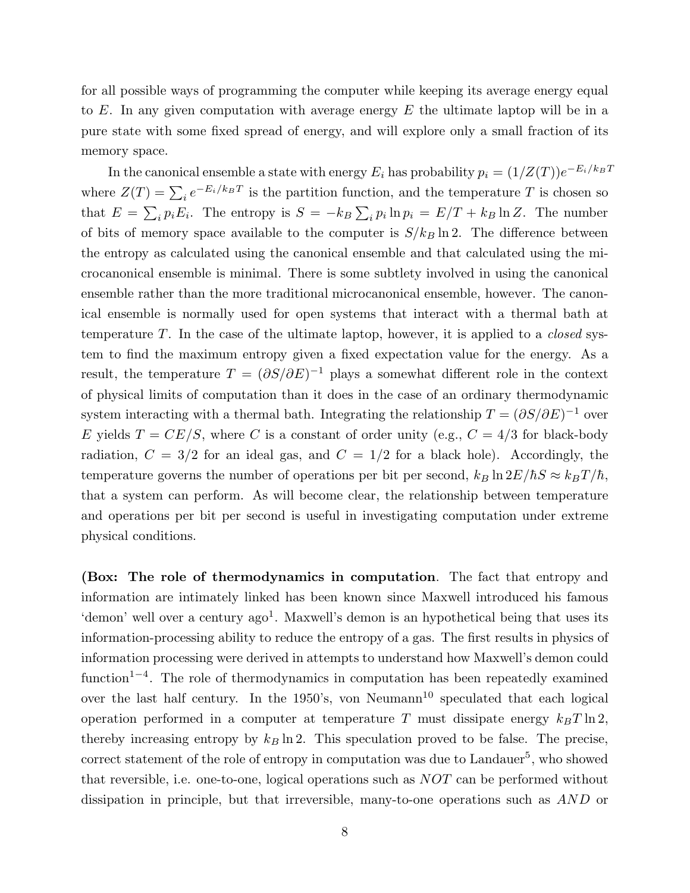for all possible ways of programming the computer while keeping its average energy equal to $E$. In any given computation with average energy $E$ the ultimate laptop will be in a pure state with some fixed spread of energy, and will explore only a small fraction of its memory space.

In the canonical ensemble a state with energy $E_i$ has probability $p_i = (1/Z(T))e^{-E_i/k_BT}$ where $Z(T) = \sum_i e^{-E_i/k_BT}$ is the partition function, and the temperature $T$ is chosen so that $E = \sum_i p_i E_i$. The entropy is $S = -k_B \sum_i p_i \ln p_i = E/T + k_B \ln Z$. The number of bits of memory space available to the computer is $S/k_B \ln 2$. The difference between the entropy as calculated using the canonical ensemble and that calculated using the microcanonical ensemble is minimal. There is some subtlety involved in using the canonical ensemble rather than the more traditional microcanonical ensemble, however. The canonical ensemble is normally used for open systems that interact with a thermal bath at temperature $T$. In the case of the ultimate laptop, however, it is applied to a *closed* system to find the maximum entropy given a fixed expectation value for the energy. As a result, the temperature $T = (\partial S/\partial E)^{-1}$ plays a somewhat different role in the context of physical limits of computation than it does in the case of an ordinary thermodynamic system interacting with a thermal bath. Integrating the relationship $T = (\partial S/\partial E)^{-1}$ over $E$ yields $T = CE/S$, where $C$ is a constant of order unity (e.g., $C = 4/3$ for black-body radiation, $C = 3/2$ for an ideal gas, and $C = 1/2$ for a black hole). Accordingly, the temperature governs the number of operations per bit per second, $k_B \ln 2E/\hbar S \approx k_B T/\hbar$, that a system can perform. As will become clear, the relationship between temperature and operations per bit per second is useful in investigating computation under extreme physical conditions.

**(Box: The role of thermodynamics in computation**. The fact that entropy and information are intimately linked has been known since Maxwell introduced his famous 'demon' well over a century ago[1]. Maxwell's demon is an hypothetical being that uses its information-processing ability to reduce the entropy of a gas. The first results in physics of information processing were derived in attempts to understand how Maxwell's demon could function[1−4]. The role of thermodynamics in computation has been repeatedly examined over the last half century. In the 1950's, von Neumann[10] speculated that each logical operation performed in a computer at temperature $T$ must dissipate energy $k_B T \ln 2$, thereby increasing entropy by $k_B \ln 2$. This speculation proved to be false. The precise, correct statement of the role of entropy in computation was due to Landauer[5], who showed that reversible, i.e. one-to-one, logical operations such as *NOT* can be performed without dissipation in principle, but that irreversible, many-to-one operations such as *AND* or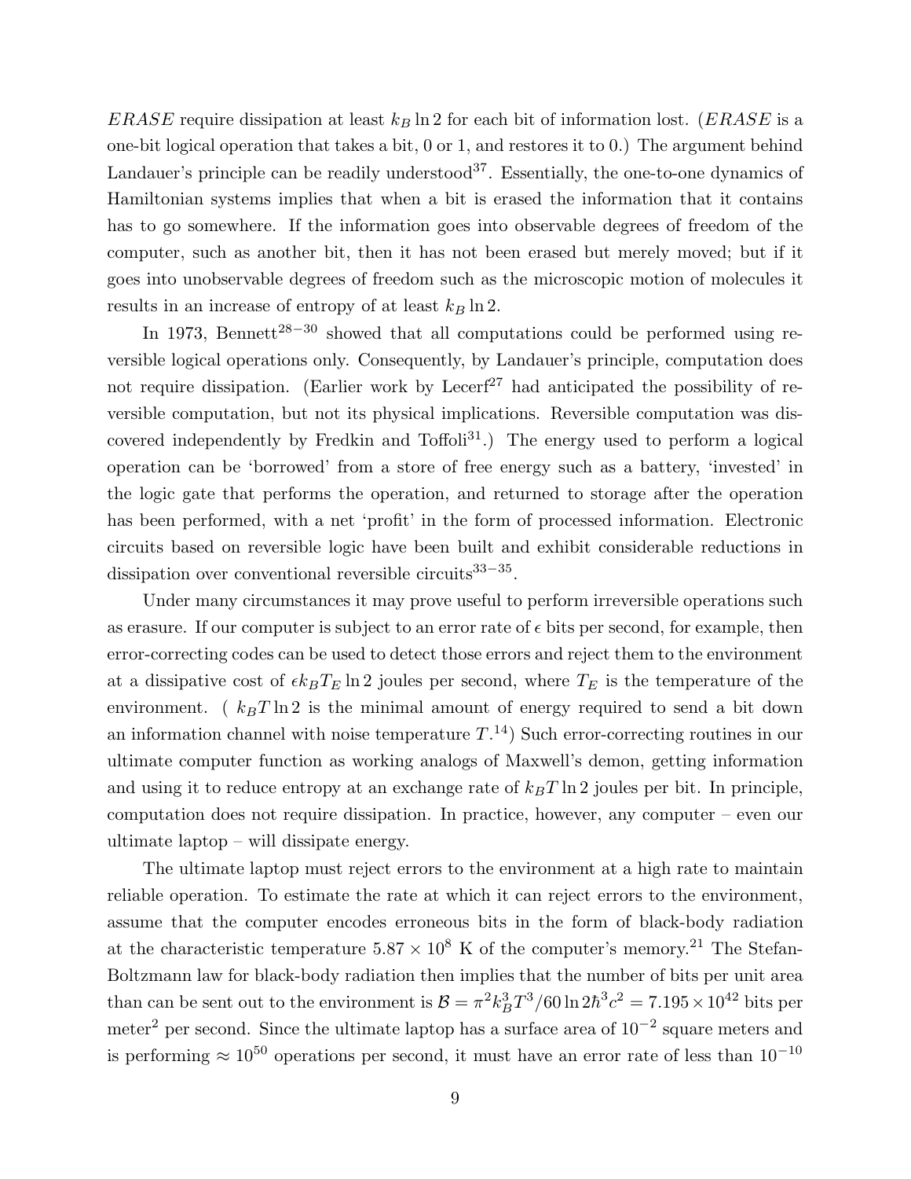*ERASE* require dissipation at least $k_B \ln 2$ for each bit of information lost. (*ERASE* is a one-bit logical operation that takes a bit, 0 or 1, and restores it to 0.) The argument behind Landauer's principle can be readily understood[37]. Essentially, the one-to-one dynamics of Hamiltonian systems implies that when a bit is erased the information that it contains has to go somewhere. If the information goes into observable degrees of freedom of the computer, such as another bit, then it has not been erased but merely moved; but if it goes into unobservable degrees of freedom such as the microscopic motion of molecules it results in an increase of entropy of at least $k_B \ln 2$.

In 1973, Bennett[28−30] showed that all computations could be performed using reversible logical operations only. Consequently, by Landauer's principle, computation does not require dissipation. (Earlier work by Lecerf[27] had anticipated the possibility of reversible computation, but not its physical implications. Reversible computation was discovered independently by Fredkin and Toffoli[31].) The energy used to perform a logical operation can be 'borrowed' from a store of free energy such as a battery, 'invested' in the logic gate that performs the operation, and returned to storage after the operation has been performed, with a net 'profit' in the form of processed information. Electronic circuits based on reversible logic have been built and exhibit considerable reductions in dissipation over conventional reversible circuits[33−35].

Under many circumstances it may prove useful to perform irreversible operations such as erasure. If our computer is subject to an error rate of $\epsilon$ bits per second, for example, then error-correcting codes can be used to detect those errors and reject them to the environment at a dissipative cost of $\epsilon k_B T_E \ln 2$ joules per second, where $T_E$ is the temperature of the environment. ( $k_B T \ln 2$ is the minimal amount of energy required to send a bit down an information channel with noise temperature $T$.[14]) Such error-correcting routines in our ultimate computer function as working analogs of Maxwell's demon, getting information and using it to reduce entropy at an exchange rate of $k_B T \ln 2$ joules per bit. In principle, computation does not require dissipation. In practice, however, any computer – even our ultimate laptop – will dissipate energy.

The ultimate laptop must reject errors to the environment at a high rate to maintain reliable operation. To estimate the rate at which it can reject errors to the environment, assume that the computer encodes erroneous bits in the form of black-body radiation at the characteristic temperature $5.87 \times 10^8$ K of the computer's memory.[21] The Stefan-Boltzmann law for black-body radiation then implies that the number of bits per unit area than can be sent out to the environment is $\mathcal{B} = \pi^2 k_B^3 T^3 / 60 \ln 2 \hbar^3 c^2 = 7.195 \times 10^{42}$ bits per meter$^2$ per second. Since the ultimate laptop has a surface area of $10^{-2}$ square meters and is performing $\approx 10^{50}$ operations per second, it must have an error rate of less than $10^{-10}$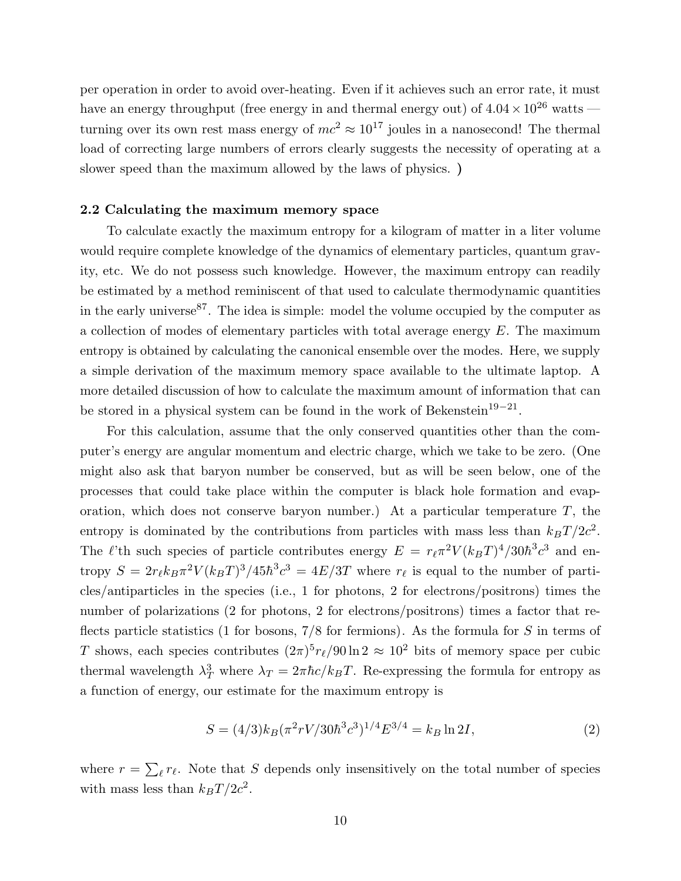per operation in order to avoid over-heating. Even if it achieves such an error rate, it must have an energy throughput (free energy in and thermal energy out) of $4.04 \times 10^{26}$ watts — turning over its own rest mass energy of $mc^2 \approx 10^{17}$ joules in a nanosecond! The thermal load of correcting large numbers of errors clearly suggests the necessity of operating at a slower speed than the maximum allowed by the laws of physics. )

### 2.2 Calculating the maximum memory space

To calculate exactly the maximum entropy for a kilogram of matter in a liter volume would require complete knowledge of the dynamics of elementary particles, quantum gravity, etc. We do not possess such knowledge. However, the maximum entropy can readily be estimated by a method reminiscent of that used to calculate thermodynamic quantities in the early universe[87]. The idea is simple: model the volume occupied by the computer as a collection of modes of elementary particles with total average energy $E$. The maximum entropy is obtained by calculating the canonical ensemble over the modes. Here, we supply a simple derivation of the maximum memory space available to the ultimate laptop. A more detailed discussion of how to calculate the maximum amount of information that can be stored in a physical system can be found in the work of Bekenstein[19−21].

For this calculation, assume that the only conserved quantities other than the computer's energy are angular momentum and electric charge, which we take to be zero. (One might also ask that baryon number be conserved, but as will be seen below, one of the processes that could take place within the computer is black hole formation and evaporation, which does not conserve baryon number.) At a particular temperature $T$, the entropy is dominated by the contributions from particles with mass less than $k_B T/2c^2$. The $\ell$'th such species of particle contributes energy $E = r_\ell \pi^2 V (k_B T)^4/30\hbar^3 c^3$ and entropy $S = 2 r_\ell k_B \pi^2 V (k_B T)^3/45\hbar^3 c^3 = 4E/3T$ where $r_\ell$ is equal to the number of particles/antiparticles in the species (i.e., 1 for photons, 2 for electrons/positrons) times the number of polarizations (2 for photons, 2 for electrons/positrons) times a factor that reflects particle statistics (1 for bosons, 7/8 for fermions). As the formula for $S$ in terms of $T$ shows, each species contributes $(2\pi)^5 r_\ell/90 \ln 2 \approx 10^2$ bits of memory space per cubic thermal wavelength $\lambda_T^3$ where $\lambda_T = 2\pi\hbar c/k_B T$. Re-expressing the formula for entropy as a function of energy, our estimate for the maximum entropy is

$$S = (4/3) k_B (\pi^2 r V/30\hbar^3 c^3)^{1/4} E^{3/4} = k_B \ln 2 I, \tag{2}$$

where $r = \sum_\ell r_\ell$. Note that $S$ depends only insensitively on the total number of species with mass less than $k_B T/2c^2$.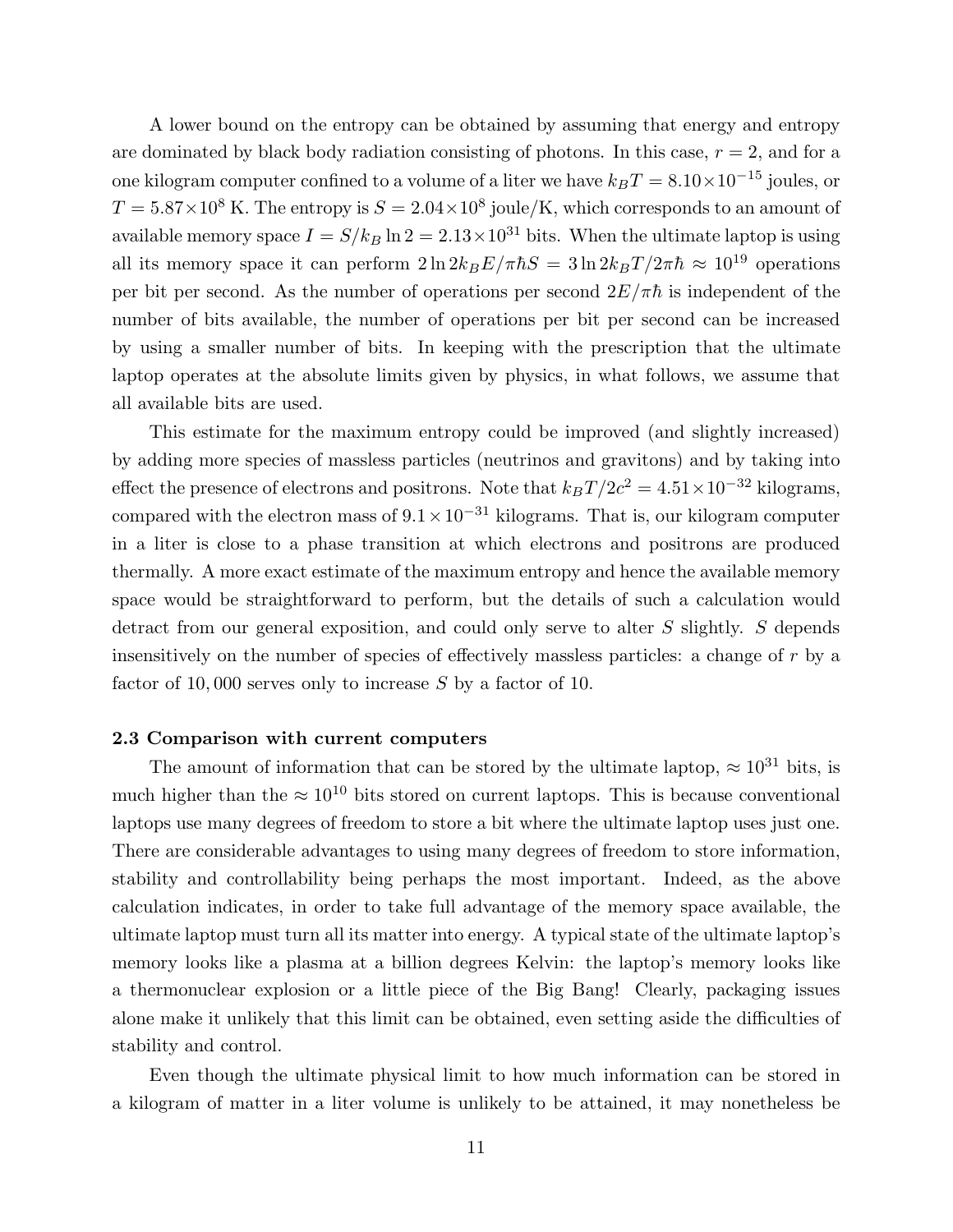A lower bound on the entropy can be obtained by assuming that energy and entropy are dominated by black body radiation consisting of photons. In this case, $r = 2$, and for a one kilogram computer confined to a volume of a liter we have $k_B T = 8.10 \times 10^{-15}$ joules, or $T = 5.87 \times 10^8$ K. The entropy is $S = 2.04 \times 10^8$ joule/K, which corresponds to an amount of available memory space $I = S/k_B \ln 2 = 2.13 \times 10^{31}$ bits. When the ultimate laptop is using all its memory space it can perform $2 \ln 2 k_B E/\pi\hbar S = 3 \ln 2 k_B T/2\pi\hbar \approx 10^{19}$ operations per bit per second. As the number of operations per second $2E/\pi\hbar$ is independent of the number of bits available, the number of operations per bit per second can be increased by using a smaller number of bits. In keeping with the prescription that the ultimate laptop operates at the absolute limits given by physics, in what follows, we assume that all available bits are used.

This estimate for the maximum entropy could be improved (and slightly increased) by adding more species of massless particles (neutrinos and gravitons) and by taking into effect the presence of electrons and positrons. Note that $k_B T/2c^2 = 4.51 \times 10^{-32}$ kilograms, compared with the electron mass of $9.1 \times 10^{-31}$ kilograms. That is, our kilogram computer in a liter is close to a phase transition at which electrons and positrons are produced thermally. A more exact estimate of the maximum entropy and hence the available memory space would be straightforward to perform, but the details of such a calculation would detract from our general exposition, and could only serve to alter $S$ slightly. $S$ depends insensitively on the number of species of effectively massless particles: a change of $r$ by a factor of 10,000 serves only to increase $S$ by a factor of 10.

### 2.3 Comparison with current computers

The amount of information that can be stored by the ultimate laptop, $\approx 10^{31}$ bits, is much higher than the $\approx 10^{10}$ bits stored on current laptops. This is because conventional laptops use many degrees of freedom to store a bit where the ultimate laptop uses just one. There are considerable advantages to using many degrees of freedom to store information, stability and controllability being perhaps the most important. Indeed, as the above calculation indicates, in order to take full advantage of the memory space available, the ultimate laptop must turn all its matter into energy. A typical state of the ultimate laptop's memory looks like a plasma at a billion degrees Kelvin: the laptop's memory looks like a thermonuclear explosion or a little piece of the Big Bang! Clearly, packaging issues alone make it unlikely that this limit can be obtained, even setting aside the difficulties of stability and control.

Even though the ultimate physical limit to how much information can be stored in a kilogram of matter in a liter volume is unlikely to be attained, it may nonetheless be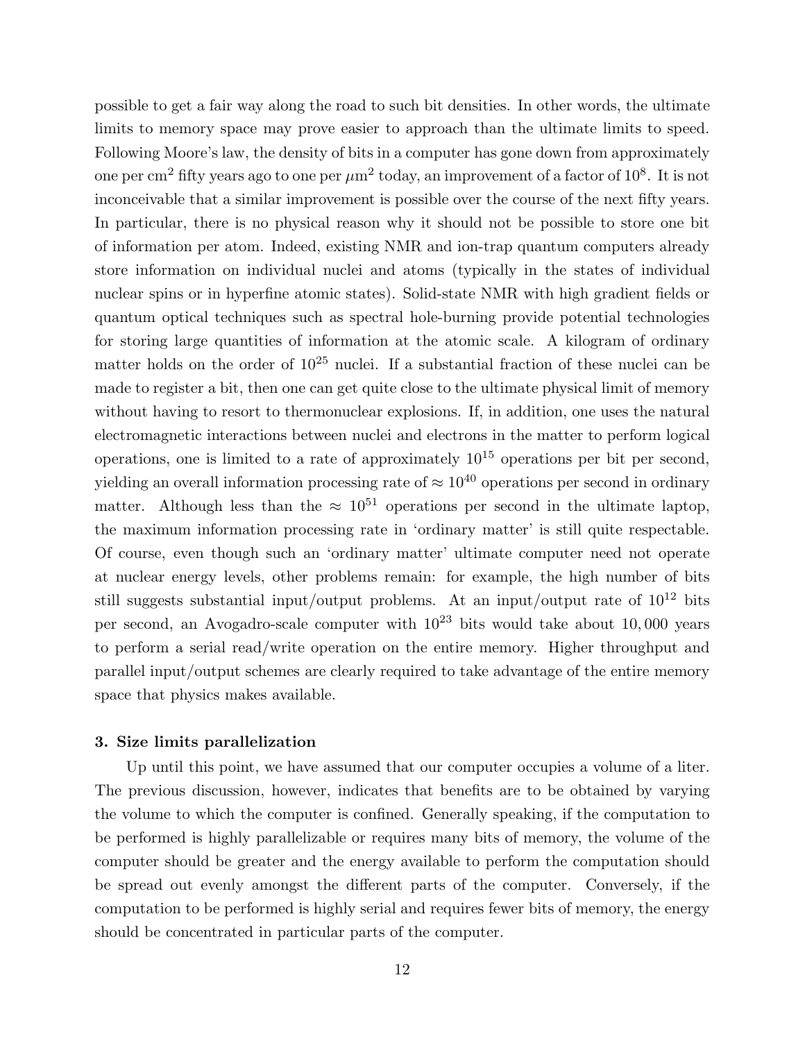possible to get a fair way along the road to such bit densities. In other words, the ultimate limits to memory space may prove easier to approach than the ultimate limits to speed. Following Moore's law, the density of bits in a computer has gone down from approximately one per $\text{cm}^2$ fifty years ago to one per $\mu\text{m}^2$ today, an improvement of a factor of $10^8$. It is not inconceivable that a similar improvement is possible over the course of the next fifty years. In particular, there is no physical reason why it should not be possible to store one bit of information per atom. Indeed, existing NMR and ion-trap quantum computers already store information on individual nuclei and atoms (typically in the states of individual nuclear spins or in hyperfine atomic states). Solid-state NMR with high gradient fields or quantum optical techniques such as spectral hole-burning provide potential technologies for storing large quantities of information at the atomic scale. A kilogram of ordinary matter holds on the order of $10^{25}$ nuclei. If a substantial fraction of these nuclei can be made to register a bit, then one can get quite close to the ultimate physical limit of memory without having to resort to thermonuclear explosions. If, in addition, one uses the natural electromagnetic interactions between nuclei and electrons in the matter to perform logical operations, one is limited to a rate of approximately $10^{15}$ operations per bit per second, yielding an overall information processing rate of $\approx 10^{40}$ operations per second in ordinary matter. Although less than the $\approx 10^{51}$ operations per second in the ultimate laptop, the maximum information processing rate in 'ordinary matter' is still quite respectable. Of course, even though such an 'ordinary matter' ultimate computer need not operate at nuclear energy levels, other problems remain: for example, the high number of bits still suggests substantial input/output problems. At an input/output rate of $10^{12}$ bits per second, an Avogadro-scale computer with $10^{23}$ bits would take about 10,000 years to perform a serial read/write operation on the entire memory. Higher throughput and parallel input/output schemes are clearly required to take advantage of the entire memory space that physics makes available.

**3. Size limits parallelization**

Up until this point, we have assumed that our computer occupies a volume of a liter. The previous discussion, however, indicates that benefits are to be obtained by varying the volume to which the computer is confined. Generally speaking, if the computation to be performed is highly parallelizable or requires many bits of memory, the volume of the computer should be greater and the energy available to perform the computation should be spread out evenly amongst the different parts of the computer. Conversely, if the computation to be performed is highly serial and requires fewer bits of memory, the energy should be concentrated in particular parts of the computer.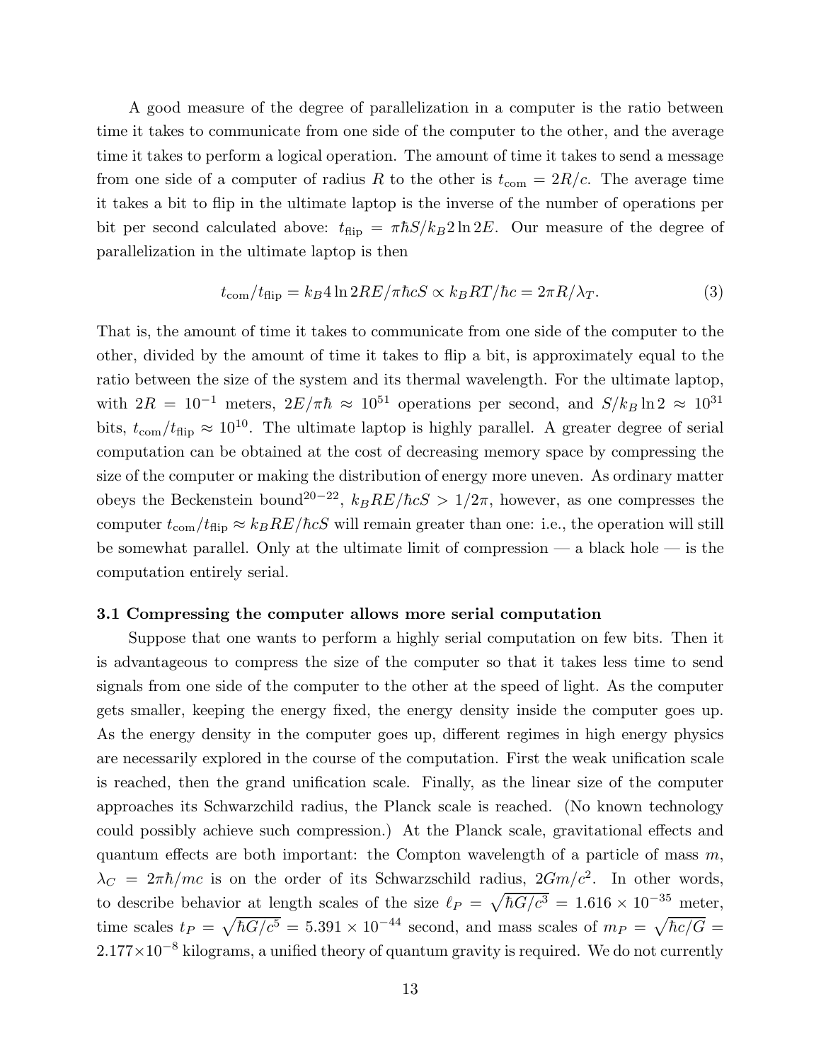A good measure of the degree of parallelization in a computer is the ratio between time it takes to communicate from one side of the computer to the other, and the average time it takes to perform a logical operation. The amount of time it takes to send a message from one side of a computer of radius $R$ to the other is $t_{\rm com} = 2R/c$. The average time it takes a bit to flip in the ultimate laptop is the inverse of the number of operations per bit per second calculated above: $t_{\rm flip} = \pi\hbar S/k_B 2\ln 2 E$. Our measure of the degree of parallelization in the ultimate laptop is then

$$t_{\rm com}/t_{\rm flip} = k_B 4\ln 2 RE/\pi\hbar c S \propto k_B RT/\hbar c = 2\pi R/\lambda_T. \tag{3}$$

That is, the amount of time it takes to communicate from one side of the computer to the other, divided by the amount of time it takes to flip a bit, is approximately equal to the ratio between the size of the system and its thermal wavelength. For the ultimate laptop, with $2R = 10^{-1}$ meters, $2E/\pi\hbar \approx 10^{51}$ operations per second, and $S/k_B \ln 2 \approx 10^{31}$ bits, $t_{\rm com}/t_{\rm flip} \approx 10^{10}$. The ultimate laptop is highly parallel. A greater degree of serial computation can be obtained at the cost of decreasing memory space by compressing the size of the computer or making the distribution of energy more uneven. As ordinary matter obeys the Beckenstein bound[20−22], $k_B RE/\hbar c S > 1/2\pi$, however, as one compresses the computer $t_{\rm com}/t_{\rm flip} \approx k_B RE/\hbar c S$ will remain greater than one: i.e., the operation will still be somewhat parallel. Only at the ultimate limit of compression — a black hole — is the computation entirely serial.

**3.1 Compressing the computer allows more serial computation**

Suppose that one wants to perform a highly serial computation on few bits. Then it is advantageous to compress the size of the computer so that it takes less time to send signals from one side of the computer to the other at the speed of light. As the computer gets smaller, keeping the energy fixed, the energy density inside the computer goes up. As the energy density in the computer goes up, different regimes in high energy physics are necessarily explored in the course of the computation. First the weak unification scale is reached, then the grand unification scale. Finally, as the linear size of the computer approaches its Schwarzchild radius, the Planck scale is reached. (No known technology could possibly achieve such compression.) At the Planck scale, gravitational effects and quantum effects are both important: the Compton wavelength of a particle of mass $m$, $\lambda_C = 2\pi\hbar/mc$ is on the order of its Schwarzschild radius, $2Gm/c^2$. In other words, to describe behavior at length scales of the size $\ell_P = \sqrt{\hbar G/c^3} = 1.616 \times 10^{-35}$ meter, time scales $t_P = \sqrt{\hbar G/c^5} = 5.391 \times 10^{-44}$ second, and mass scales of $m_P = \sqrt{\hbar c/G} = 2.177 \times 10^{-8}$ kilograms, a unified theory of quantum gravity is required. We do not currently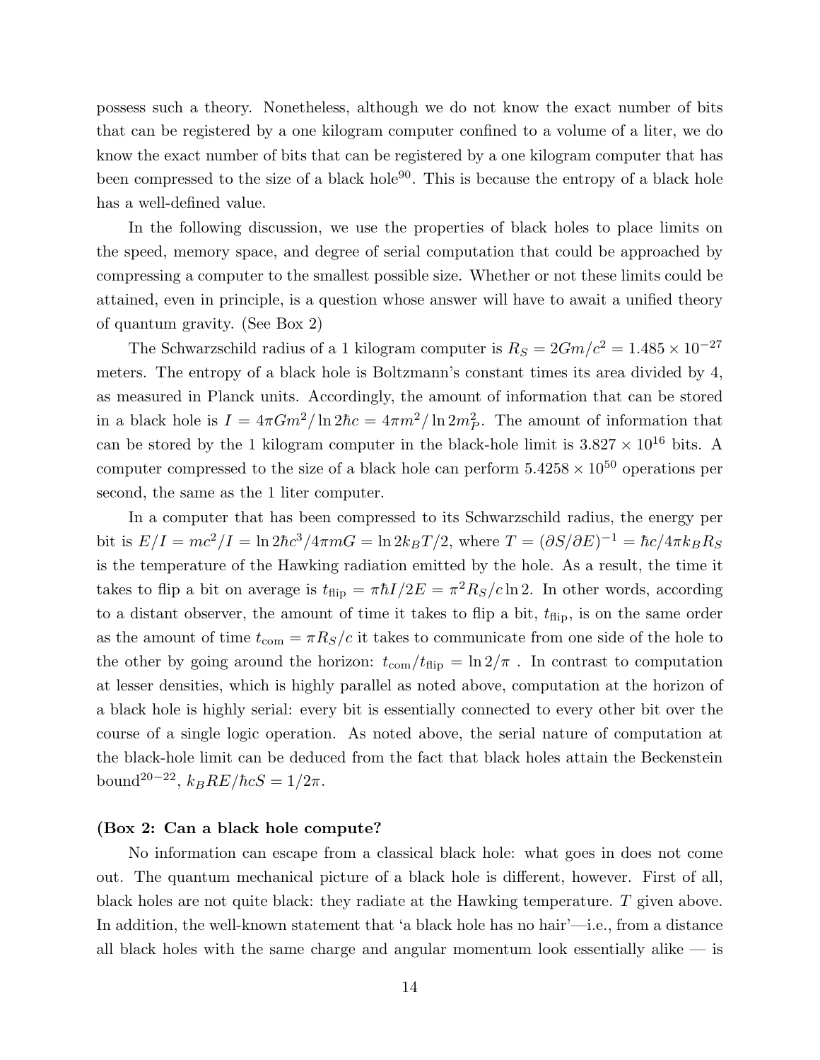possess such a theory. Nonetheless, although we do not know the exact number of bits that can be registered by a one kilogram computer confined to a volume of a liter, we do know the exact number of bits that can be registered by a one kilogram computer that has been compressed to the size of a black hole[90]. This is because the entropy of a black hole has a well-defined value.

In the following discussion, we use the properties of black holes to place limits on the speed, memory space, and degree of serial computation that could be approached by compressing a computer to the smallest possible size. Whether or not these limits could be attained, even in principle, is a question whose answer will have to await a unified theory of quantum gravity. (See Box 2)

The Schwarzschild radius of a 1 kilogram computer is $R_S = 2Gm/c^2 = 1.485 \times 10^{-27}$ meters. The entropy of a black hole is Boltzmann's constant times its area divided by 4, as measured in Planck units. Accordingly, the amount of information that can be stored in a black hole is $I = 4\pi Gm^2/\ln 2\hbar c = 4\pi m^2/\ln 2 m_P^2$. The amount of information that can be stored by the 1 kilogram computer in the black-hole limit is $3.827 \times 10^{16}$ bits. A computer compressed to the size of a black hole can perform $5.4258 \times 10^{50}$ operations per second, the same as the 1 liter computer.

In a computer that has been compressed to its Schwarzschild radius, the energy per bit is $E/I = mc^2/I = \ln 2\hbar c^3/4\pi mG = \ln 2 k_B T/2$, where $T = (\partial S/\partial E)^{-1} = \hbar c/4\pi k_B R_S$ is the temperature of the Hawking radiation emitted by the hole. As a result, the time it takes to flip a bit on average is $t_{\text{flip}} = \pi\hbar I/2E = \pi^2 R_S/c \ln 2$. In other words, according to a distant observer, the amount of time it takes to flip a bit, $t_{\text{flip}}$, is on the same order as the amount of time $t_{\text{com}} = \pi R_S/c$ it takes to communicate from one side of the hole to the other by going around the horizon: $t_{\text{com}}/t_{\text{flip}} = \ln 2/\pi$ . In contrast to computation at lesser densities, which is highly parallel as noted above, computation at the horizon of a black hole is highly serial: every bit is essentially connected to every other bit over the course of a single logic operation. As noted above, the serial nature of computation at the black-hole limit can be deduced from the fact that black holes attain the Beckenstein bound[20−22], $k_B RE/\hbar cS = 1/2\pi$.

**(Box 2: Can a black hole compute?**

No information can escape from a classical black hole: what goes in does not come out. The quantum mechanical picture of a black hole is different, however. First of all, black holes are not quite black: they radiate at the Hawking temperature. $T$ given above. In addition, the well-known statement that 'a black hole has no hair'—i.e., from a distance all black holes with the same charge and angular momentum look essentially alike — is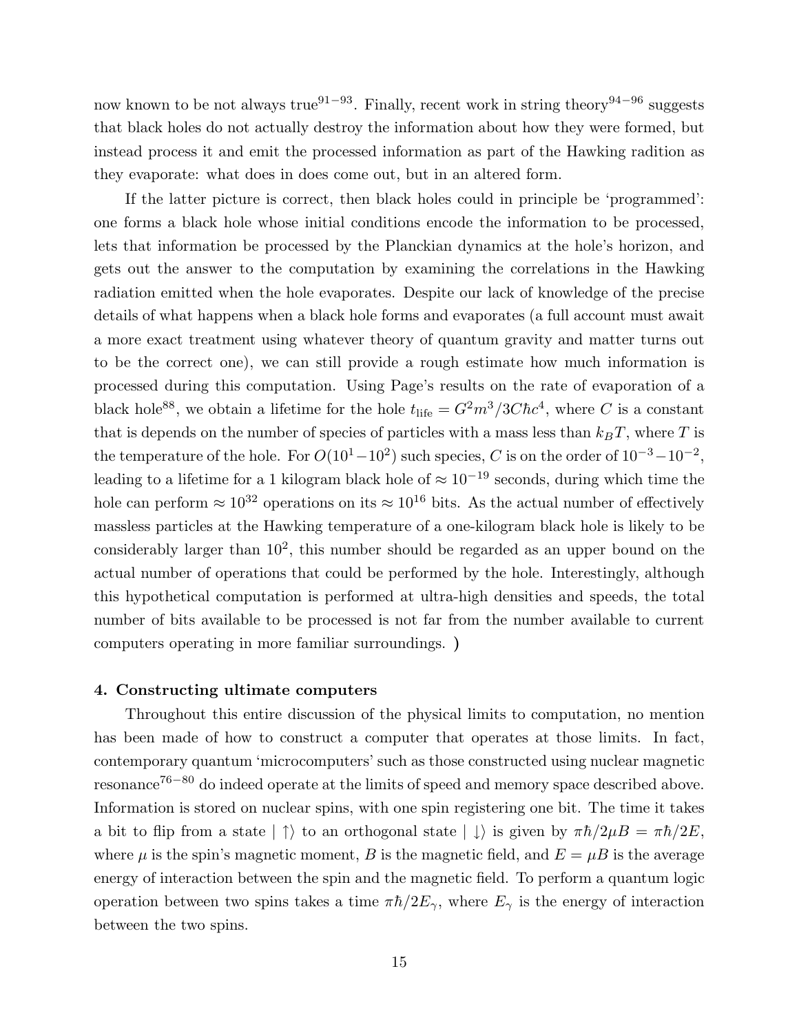now known to be not always true[91−93]. Finally, recent work in string theory[94−96] suggests that black holes do not actually destroy the information about how they were formed, but instead process it and emit the processed information as part of the Hawking radition as they evaporate: what does in does come out, but in an altered form.

If the latter picture is correct, then black holes could in principle be 'programmed': one forms a black hole whose initial conditions encode the information to be processed, lets that information be processed by the Planckian dynamics at the hole's horizon, and gets out the answer to the computation by examining the correlations in the Hawking radiation emitted when the hole evaporates. Despite our lack of knowledge of the precise details of what happens when a black hole forms and evaporates (a full account must await a more exact treatment using whatever theory of quantum gravity and matter turns out to be the correct one), we can still provide a rough estimate how much information is processed during this computation. Using Page's results on the rate of evaporation of a black hole[88], we obtain a lifetime for the hole $t_{\rm life} = G^2 m^3 / 3C\hbar c^4$, where $C$ is a constant that is depends on the number of species of particles with a mass less than $k_B T$, where $T$ is the temperature of the hole. For $O(10^1 - 10^2)$ such species, $C$ is on the order of $10^{-3} - 10^{-2}$, leading to a lifetime for a 1 kilogram black hole of $\approx 10^{-19}$ seconds, during which time the hole can perform $\approx 10^{32}$ operations on its $\approx 10^{16}$ bits. As the actual number of effectively massless particles at the Hawking temperature of a one-kilogram black hole is likely to be considerably larger than $10^2$, this number should be regarded as an upper bound on the actual number of operations that could be performed by the hole. Interestingly, although this hypothetical computation is performed at ultra-high densities and speeds, the total number of bits available to be processed is not far from the number available to current computers operating in more familiar surroundings. )

#### 4. Constructing ultimate computers

Throughout this entire discussion of the physical limits to computation, no mention has been made of how to construct a computer that operates at those limits. In fact, contemporary quantum 'microcomputers' such as those constructed using nuclear magnetic resonance[76−80] do indeed operate at the limits of speed and memory space described above. Information is stored on nuclear spins, with one spin registering one bit. The time it takes a bit to flip from a state $|\uparrow\rangle$ to an orthogonal state $|\downarrow\rangle$ is given by $\pi\hbar/2\mu B = \pi\hbar/2E$, where $\mu$ is the spin's magnetic moment, $B$ is the magnetic field, and $E = \mu B$ is the average energy of interaction between the spin and the magnetic field. To perform a quantum logic operation between two spins takes a time $\pi\hbar/2E_\gamma$, where $E_\gamma$ is the energy of interaction between the two spins.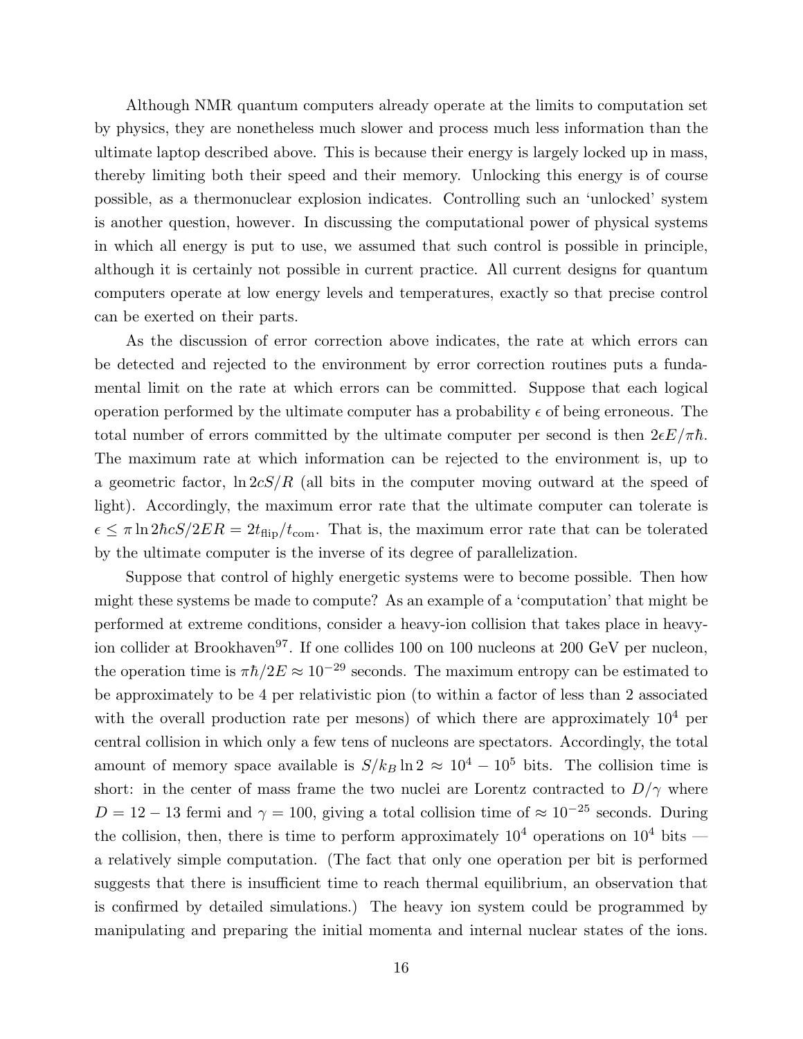Although NMR quantum computers already operate at the limits to computation set by physics, they are nonetheless much slower and process much less information than the ultimate laptop described above. This is because their energy is largely locked up in mass, thereby limiting both their speed and their memory. Unlocking this energy is of course possible, as a thermonuclear explosion indicates. Controlling such an 'unlocked' system is another question, however. In discussing the computational power of physical systems in which all energy is put to use, we assumed that such control is possible in principle, although it is certainly not possible in current practice. All current designs for quantum computers operate at low energy levels and temperatures, exactly so that precise control can be exerted on their parts.

As the discussion of error correction above indicates, the rate at which errors can be detected and rejected to the environment by error correction routines puts a fundamental limit on the rate at which errors can be committed. Suppose that each logical operation performed by the ultimate computer has a probability $\epsilon$ of being erroneous. The total number of errors committed by the ultimate computer per second is then $2\epsilon E/\pi\hbar$. The maximum rate at which information can be rejected to the environment is, up to a geometric factor, $\ln 2cS/R$ (all bits in the computer moving outward at the speed of light). Accordingly, the maximum error rate that the ultimate computer can tolerate is $\epsilon \leq \pi \ln 2\hbar cS/2ER = 2t_{\text{flip}}/t_{\text{com}}$. That is, the maximum error rate that can be tolerated by the ultimate computer is the inverse of its degree of parallelization.

Suppose that control of highly energetic systems were to become possible. Then how might these systems be made to compute? As an example of a 'computation' that might be performed at extreme conditions, consider a heavy-ion collision that takes place in heavy-ion collider at Brookhaven[97]. If one collides 100 on 100 nucleons at 200 GeV per nucleon, the operation time is $\pi\hbar/2E \approx 10^{-29}$ seconds. The maximum entropy can be estimated to be approximately to be 4 per relativistic pion (to within a factor of less than 2 associated with the overall production rate per mesons) of which there are approximately $10^4$ per central collision in which only a few tens of nucleons are spectators. Accordingly, the total amount of memory space available is $S/k_B \ln 2 \approx 10^4 - 10^5$ bits. The collision time is short: in the center of mass frame the two nuclei are Lorentz contracted to $D/\gamma$ where $D = 12 - 13$ fermi and $\gamma = 100$, giving a total collision time of $\approx 10^{-25}$ seconds. During the collision, then, there is time to perform approximately $10^4$ operations on $10^4$ bits — a relatively simple computation. (The fact that only one operation per bit is performed suggests that there is insufficient time to reach thermal equilibrium, an observation that is confirmed by detailed simulations.) The heavy ion system could be programmed by manipulating and preparing the initial momenta and internal nuclear states of the ions.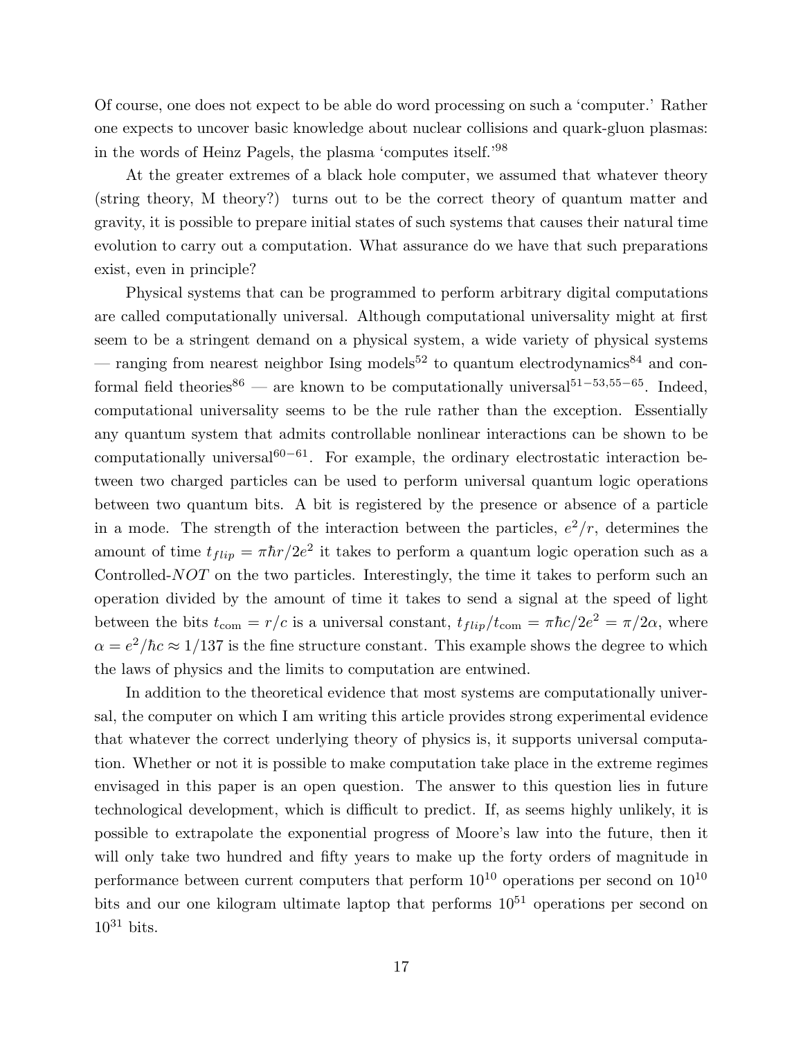Of course, one does not expect to be able do word processing on such a 'computer.' Rather one expects to uncover basic knowledge about nuclear collisions and quark-gluon plasmas: in the words of Heinz Pagels, the plasma 'computes itself.'[98]

At the greater extremes of a black hole computer, we assumed that whatever theory (string theory, M theory?) turns out to be the correct theory of quantum matter and gravity, it is possible to prepare initial states of such systems that causes their natural time evolution to carry out a computation. What assurance do we have that such preparations exist, even in principle?

Physical systems that can be programmed to perform arbitrary digital computations are called computationally universal. Although computational universality might at first seem to be a stringent demand on a physical system, a wide variety of physical systems — ranging from nearest neighbor Ising models[52] to quantum electrodynamics[84] and conformal field theories[86] — are known to be computationally universal[51−53,55−65]. Indeed, computational universality seems to be the rule rather than the exception. Essentially any quantum system that admits controllable nonlinear interactions can be shown to be computationally universal[60−61]. For example, the ordinary electrostatic interaction between two charged particles can be used to perform universal quantum logic operations between two quantum bits. A bit is registered by the presence or absence of a particle in a mode. The strength of the interaction between the particles, $e^2/r$, determines the amount of time $t_{flip} = \pi\hbar r/2e^2$ it takes to perform a quantum logic operation such as a Controlled-$NOT$ on the two particles. Interestingly, the time it takes to perform such an operation divided by the amount of time it takes to send a signal at the speed of light between the bits $t_{\text{com}} = r/c$ is a universal constant, $t_{flip}/t_{\text{com}} = \pi\hbar c/2e^2 = \pi/2\alpha$, where $\alpha = e^2/\hbar c \approx 1/137$ is the fine structure constant. This example shows the degree to which the laws of physics and the limits to computation are entwined.

In addition to the theoretical evidence that most systems are computationally universal, the computer on which I am writing this article provides strong experimental evidence that whatever the correct underlying theory of physics is, it supports universal computation. Whether or not it is possible to make computation take place in the extreme regimes envisaged in this paper is an open question. The answer to this question lies in future technological development, which is difficult to predict. If, as seems highly unlikely, it is possible to extrapolate the exponential progress of Moore's law into the future, then it will only take two hundred and fifty years to make up the forty orders of magnitude in performance between current computers that perform $10^{10}$ operations per second on $10^{10}$ bits and our one kilogram ultimate laptop that performs $10^{51}$ operations per second on $10^{31}$ bits.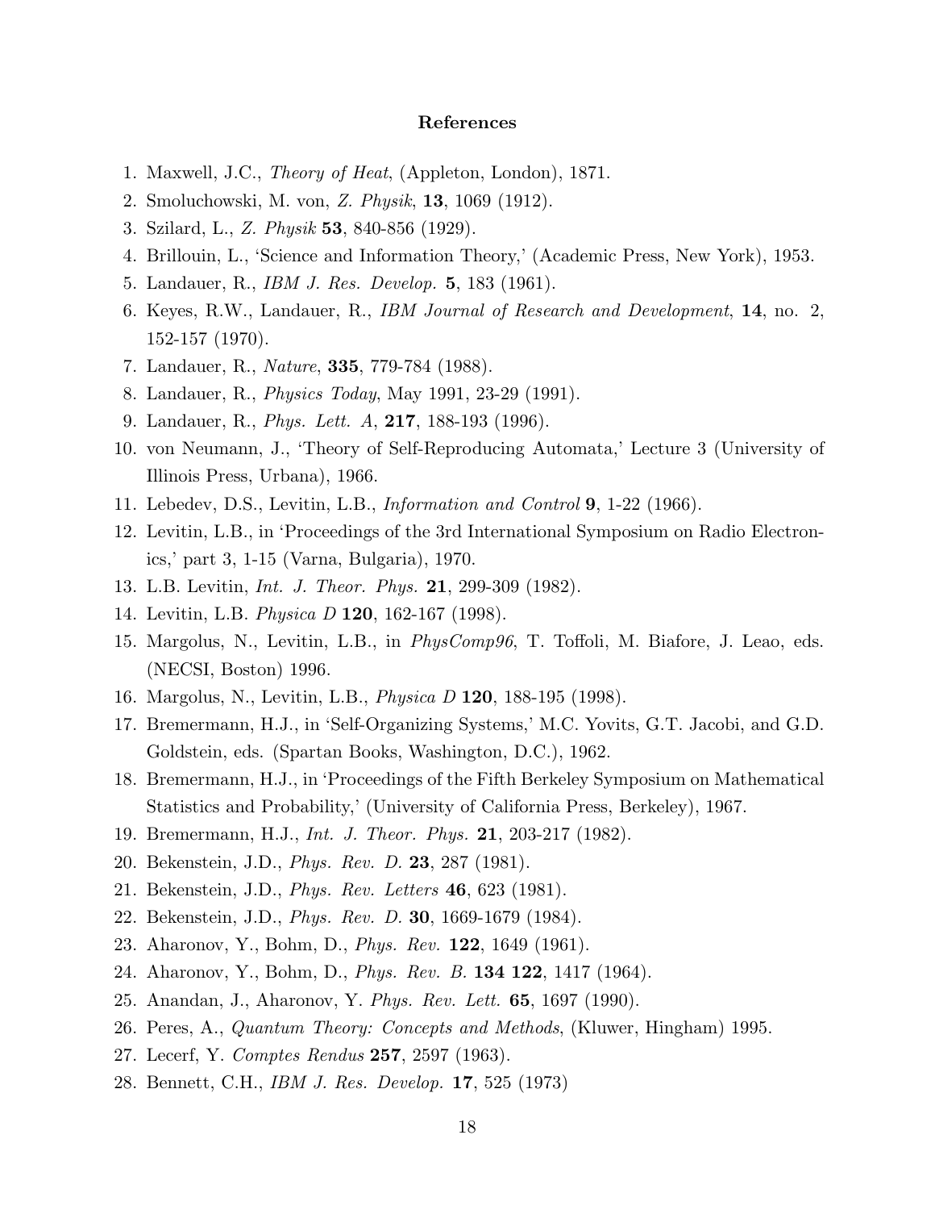### References

1. Maxwell, J.C., *Theory of Heat*, (Appleton, London), 1871.
2. Smoluchowski, M. von, *Z. Physik*, **13**, 1069 (1912).
3. Szilard, L., *Z. Physik* **53**, 840-856 (1929).
4. Brillouin, L., 'Science and Information Theory,' (Academic Press, New York), 1953.
5. Landauer, R., *IBM J. Res. Develop.* **5**, 183 (1961).
6. Keyes, R.W., Landauer, R., *IBM Journal of Research and Development*, **14**, no. 2, 152-157 (1970).
7. Landauer, R., *Nature*, **335**, 779-784 (1988).
8. Landauer, R., *Physics Today*, May 1991, 23-29 (1991).
9. Landauer, R., *Phys. Lett. A*, **217**, 188-193 (1996).
10. von Neumann, J., 'Theory of Self-Reproducing Automata,' Lecture 3 (University of Illinois Press, Urbana), 1966.
11. Lebedev, D.S., Levitin, L.B., *Information and Control* **9**, 1-22 (1966).
12. Levitin, L.B., in 'Proceedings of the 3rd International Symposium on Radio Electronics,' part 3, 1-15 (Varna, Bulgaria), 1970.
13. L.B. Levitin, *Int. J. Theor. Phys.* **21**, 299-309 (1982).
14. Levitin, L.B. *Physica D* **120**, 162-167 (1998).
15. Margolus, N., Levitin, L.B., in *PhysComp96*, T. Toffoli, M. Biafore, J. Leao, eds. (NECSI, Boston) 1996.
16. Margolus, N., Levitin, L.B., *Physica D* **120**, 188-195 (1998).
17. Bremermann, H.J., in 'Self-Organizing Systems,' M.C. Yovits, G.T. Jacobi, and G.D. Goldstein, eds. (Spartan Books, Washington, D.C.), 1962.
18. Bremermann, H.J., in 'Proceedings of the Fifth Berkeley Symposium on Mathematical Statistics and Probability,' (University of California Press, Berkeley), 1967.
19. Bremermann, H.J., *Int. J. Theor. Phys.* **21**, 203-217 (1982).
20. Bekenstein, J.D., *Phys. Rev. D.* **23**, 287 (1981).
21. Bekenstein, J.D., *Phys. Rev. Letters* **46**, 623 (1981).
22. Bekenstein, J.D., *Phys. Rev. D.* **30**, 1669-1679 (1984).
23. Aharonov, Y., Bohm, D., *Phys. Rev.* **122**, 1649 (1961).
24. Aharonov, Y., Bohm, D., *Phys. Rev. B.* **134 122**, 1417 (1964).
25. Anandan, J., Aharonov, Y. *Phys. Rev. Lett.* **65**, 1697 (1990).
26. Peres, A., *Quantum Theory: Concepts and Methods*, (Kluwer, Hingham) 1995.
27. Lecerf, Y. *Comptes Rendus* **257**, 2597 (1963).
28. Bennett, C.H., *IBM J. Res. Develop.* **17**, 525 (1973)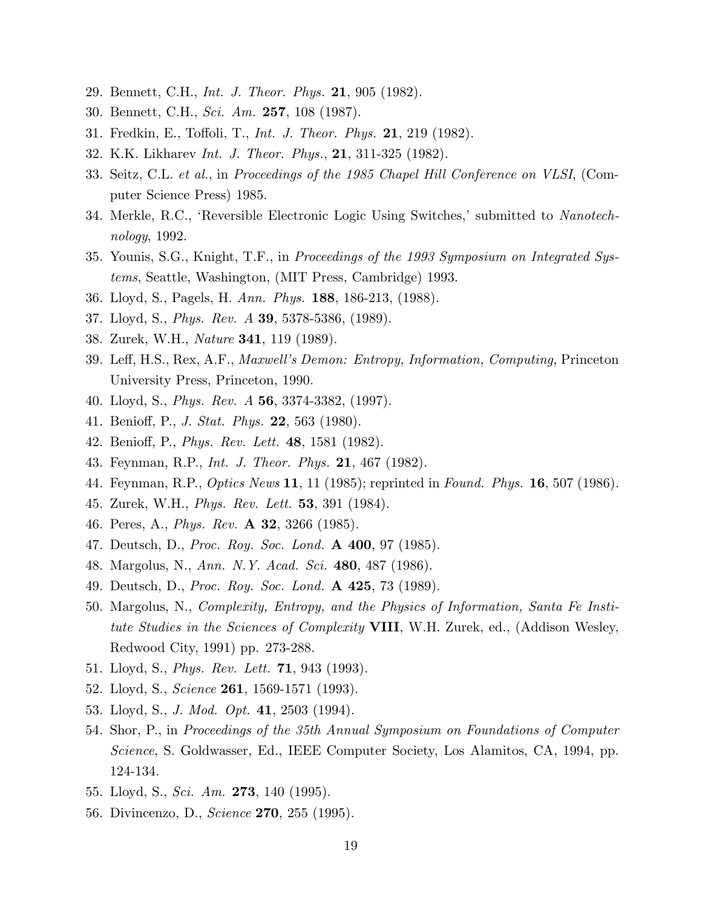29. Bennett, C.H., *Int. J. Theor. Phys.* **21**, 905 (1982).
30. Bennett, C.H., *Sci. Am.* **257**, 108 (1987).
31. Fredkin, E., Toffoli, T., *Int. J. Theor. Phys.* **21**, 219 (1982).
32. K.K. Likharev *Int. J. Theor. Phys.*, **21**, 311-325 (1982).
33. Seitz, C.L. *et al.*, in *Proceedings of the 1985 Chapel Hill Conference on VLSI*, (Computer Science Press) 1985.
34. Merkle, R.C., 'Reversible Electronic Logic Using Switches,' submitted to *Nanotechnology*, 1992.
35. Younis, S.G., Knight, T.F., in *Proceedings of the 1993 Symposium on Integrated Systems*, Seattle, Washington, (MIT Press, Cambridge) 1993.
36. Lloyd, S., Pagels, H. *Ann. Phys.* **188**, 186-213, (1988).
37. Lloyd, S., *Phys. Rev. A* **39**, 5378-5386, (1989).
38. Zurek, W.H., *Nature* **341**, 119 (1989).
39. Leff, H.S., Rex, A.F., *Maxwell's Demon: Entropy, Information, Computing,* Princeton University Press, Princeton, 1990.
40. Lloyd, S., *Phys. Rev. A* **56**, 3374-3382, (1997).
41. Benioff, P., *J. Stat. Phys.* **22**, 563 (1980).
42. Benioff, P., *Phys. Rev. Lett.* **48**, 1581 (1982).
43. Feynman, R.P., *Int. J. Theor. Phys.* **21**, 467 (1982).
44. Feynman, R.P., *Optics News* **11**, 11 (1985); reprinted in *Found. Phys.* **16**, 507 (1986).
45. Zurek, W.H., *Phys. Rev. Lett.* **53**, 391 (1984).
46. Peres, A., *Phys. Rev.* **A 32**, 3266 (1985).
47. Deutsch, D., *Proc. Roy. Soc. Lond.* **A 400**, 97 (1985).
48. Margolus, N., *Ann. N.Y. Acad. Sci.* **480**, 487 (1986).
49. Deutsch, D., *Proc. Roy. Soc. Lond.* **A 425**, 73 (1989).
50. Margolus, N., *Complexity, Entropy, and the Physics of Information, Santa Fe Institute Studies in the Sciences of Complexity* **VIII**, W.H. Zurek, ed., (Addison Wesley, Redwood City, 1991) pp. 273-288.
51. Lloyd, S., *Phys. Rev. Lett.* **71**, 943 (1993).
52. Lloyd, S., *Science* **261**, 1569-1571 (1993).
53. Lloyd, S., *J. Mod. Opt.* **41**, 2503 (1994).
54. Shor, P., in *Proceedings of the 35th Annual Symposium on Foundations of Computer Science*, S. Goldwasser, Ed., IEEE Computer Society, Los Alamitos, CA, 1994, pp. 124-134.
55. Lloyd, S., *Sci. Am.* **273**, 140 (1995).
56. Divincenzo, D., *Science* **270**, 255 (1995).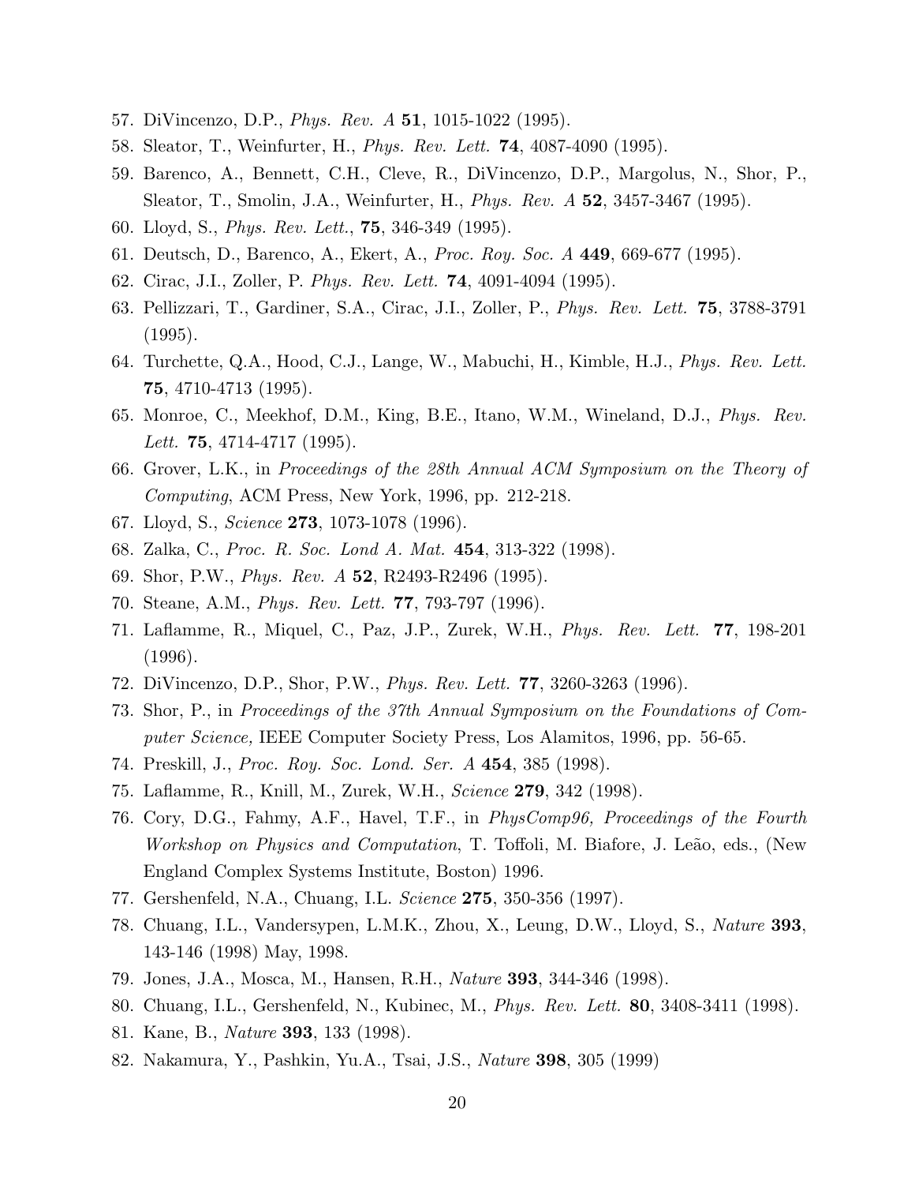57. DiVincenzo, D.P., *Phys. Rev. A* **51**, 1015-1022 (1995).
58. Sleator, T., Weinfurter, H., *Phys. Rev. Lett.* **74**, 4087-4090 (1995).
59. Barenco, A., Bennett, C.H., Cleve, R., DiVincenzo, D.P., Margolus, N., Shor, P., Sleator, T., Smolin, J.A., Weinfurter, H., *Phys. Rev. A* **52**, 3457-3467 (1995).
60. Lloyd, S., *Phys. Rev. Lett.*, **75**, 346-349 (1995).
61. Deutsch, D., Barenco, A., Ekert, A., *Proc. Roy. Soc. A* **449**, 669-677 (1995).
62. Cirac, J.I., Zoller, P. *Phys. Rev. Lett.* **74**, 4091-4094 (1995).
63. Pellizzari, T., Gardiner, S.A., Cirac, J.I., Zoller, P., *Phys. Rev. Lett.* **75**, 3788-3791 (1995).
64. Turchette, Q.A., Hood, C.J., Lange, W., Mabuchi, H., Kimble, H.J., *Phys. Rev. Lett.* **75**, 4710-4713 (1995).
65. Monroe, C., Meekhof, D.M., King, B.E., Itano, W.M., Wineland, D.J., *Phys. Rev. Lett.* **75**, 4714-4717 (1995).
66. Grover, L.K., in *Proceedings of the 28th Annual ACM Symposium on the Theory of Computing*, ACM Press, New York, 1996, pp. 212-218.
67. Lloyd, S., *Science* **273**, 1073-1078 (1996).
68. Zalka, C., *Proc. R. Soc. Lond A. Mat.* **454**, 313-322 (1998).
69. Shor, P.W., *Phys. Rev. A* **52**, R2493-R2496 (1995).
70. Steane, A.M., *Phys. Rev. Lett.* **77**, 793-797 (1996).
71. Laflamme, R., Miquel, C., Paz, J.P., Zurek, W.H., *Phys. Rev. Lett.* **77**, 198-201 (1996).
72. DiVincenzo, D.P., Shor, P.W., *Phys. Rev. Lett.* **77**, 3260-3263 (1996).
73. Shor, P., in *Proceedings of the 37th Annual Symposium on the Foundations of Computer Science,* IEEE Computer Society Press, Los Alamitos, 1996, pp. 56-65.
74. Preskill, J., *Proc. Roy. Soc. Lond. Ser. A* **454**, 385 (1998).
75. Laflamme, R., Knill, M., Zurek, W.H., *Science* **279**, 342 (1998).
76. Cory, D.G., Fahmy, A.F., Havel, T.F., in *PhysComp96, Proceedings of the Fourth Workshop on Physics and Computation*, T. Toffoli, M. Biafore, J. Leão, eds., (New England Complex Systems Institute, Boston) 1996.
77. Gershenfeld, N.A., Chuang, I.L. *Science* **275**, 350-356 (1997).
78. Chuang, I.L., Vandersypen, L.M.K., Zhou, X., Leung, D.W., Lloyd, S., *Nature* **393**, 143-146 (1998) May, 1998.
79. Jones, J.A., Mosca, M., Hansen, R.H., *Nature* **393**, 344-346 (1998).
80. Chuang, I.L., Gershenfeld, N., Kubinec, M., *Phys. Rev. Lett.* **80**, 3408-3411 (1998).
81. Kane, B., *Nature* **393**, 133 (1998).
82. Nakamura, Y., Pashkin, Yu.A., Tsai, J.S., *Nature* **398**, 305 (1999)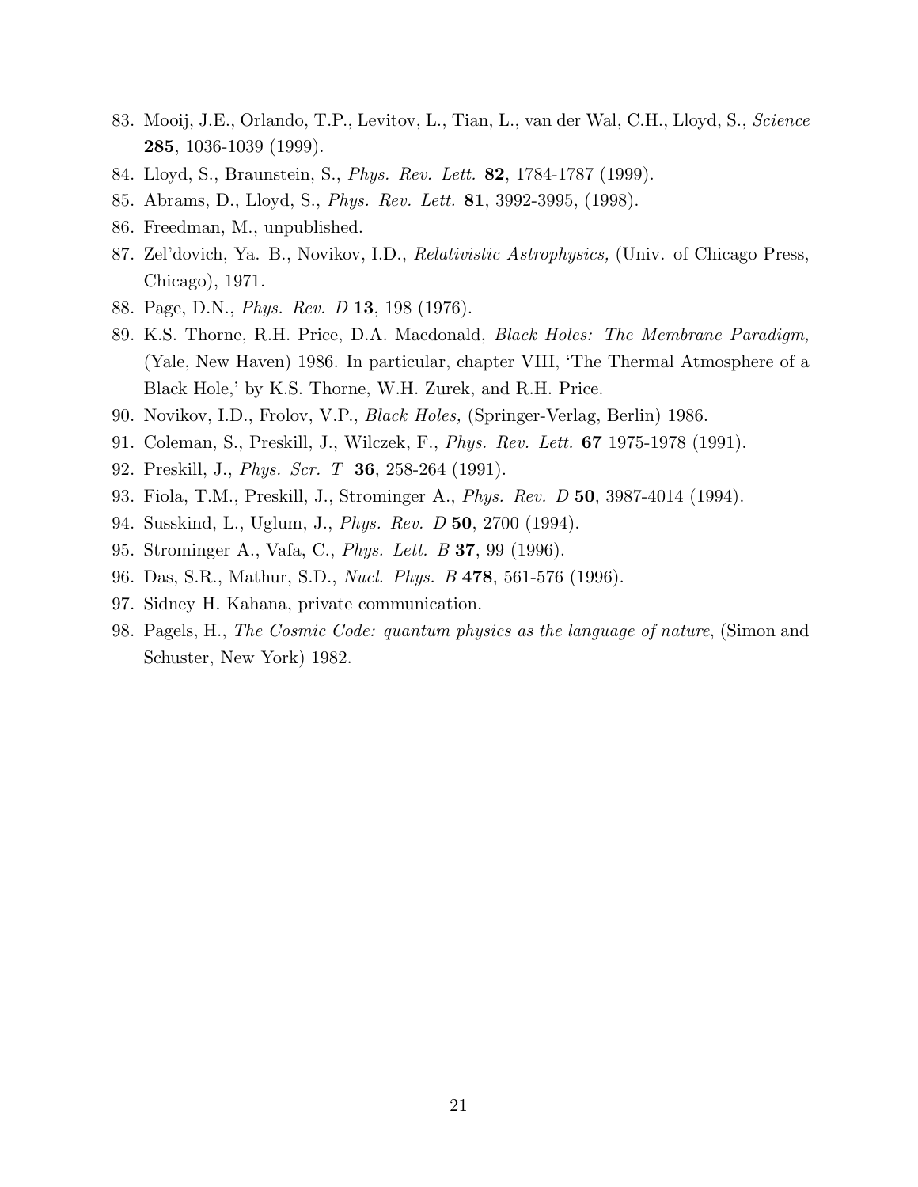83. Mooij, J.E., Orlando, T.P., Levitov, L., Tian, L., van der Wal, C.H., Lloyd, S., *Science* **285**, 1036-1039 (1999).
84. Lloyd, S., Braunstein, S., *Phys. Rev. Lett.* **82**, 1784-1787 (1999).
85. Abrams, D., Lloyd, S., *Phys. Rev. Lett.* **81**, 3992-3995, (1998).
86. Freedman, M., unpublished.
87. Zel'dovich, Ya. B., Novikov, I.D., *Relativistic Astrophysics,* (Univ. of Chicago Press, Chicago), 1971.
88. Page, D.N., *Phys. Rev. D* **13**, 198 (1976).
89. K.S. Thorne, R.H. Price, D.A. Macdonald, *Black Holes: The Membrane Paradigm,* (Yale, New Haven) 1986. In particular, chapter VIII, 'The Thermal Atmosphere of a Black Hole,' by K.S. Thorne, W.H. Zurek, and R.H. Price.
90. Novikov, I.D., Frolov, V.P., *Black Holes,* (Springer-Verlag, Berlin) 1986.
91. Coleman, S., Preskill, J., Wilczek, F., *Phys. Rev. Lett.* **67** 1975-1978 (1991).
92. Preskill, J., *Phys. Scr. T* **36**, 258-264 (1991).
93. Fiola, T.M., Preskill, J., Strominger A., *Phys. Rev. D* **50**, 3987-4014 (1994).
94. Susskind, L., Uglum, J., *Phys. Rev. D* **50**, 2700 (1994).
95. Strominger A., Vafa, C., *Phys. Lett. B* **37**, 99 (1996).
96. Das, S.R., Mathur, S.D., *Nucl. Phys. B* **478**, 561-576 (1996).
97. Sidney H. Kahana, private communication.
98. Pagels, H., *The Cosmic Code: quantum physics as the language of nature*, (Simon and Schuster, New York) 1982.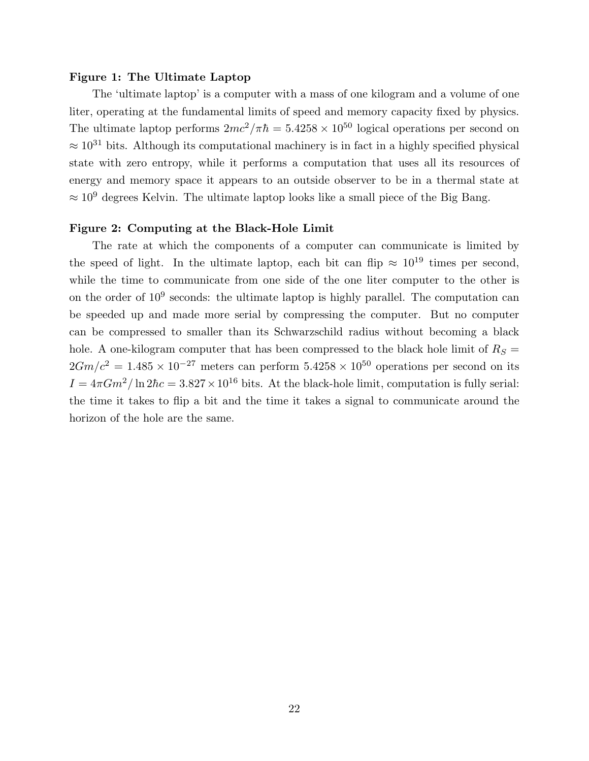**Figure 1: The Ultimate Laptop**

The 'ultimate laptop' is a computer with a mass of one kilogram and a volume of one liter, operating at the fundamental limits of speed and memory capacity fixed by physics. The ultimate laptop performs $2mc^2/\pi\hbar = 5.4258 \times 10^{50}$ logical operations per second on $\approx 10^{31}$ bits. Although its computational machinery is in fact in a highly specified physical state with zero entropy, while it performs a computation that uses all its resources of energy and memory space it appears to an outside observer to be in a thermal state at $\approx 10^9$ degrees Kelvin. The ultimate laptop looks like a small piece of the Big Bang.

**Figure 2: Computing at the Black-Hole Limit**

The rate at which the components of a computer can communicate is limited by the speed of light. In the ultimate laptop, each bit can flip $\approx 10^{19}$ times per second, while the time to communicate from one side of the one liter computer to the other is on the order of $10^9$ seconds: the ultimate laptop is highly parallel. The computation can be speeded up and made more serial by compressing the computer. But no computer can be compressed to smaller than its Schwarzschild radius without becoming a black hole. A one-kilogram computer that has been compressed to the black hole limit of $R_S = 2Gm/c^2 = 1.485 \times 10^{-27}$ meters can perform $5.4258 \times 10^{50}$ operations per second on its $I = 4\pi Gm^2/\ln 2\hbar c = 3.827 \times 10^{16}$ bits. At the black-hole limit, computation is fully serial: the time it takes to flip a bit and the time it takes a signal to communicate around the horizon of the hole are the same.